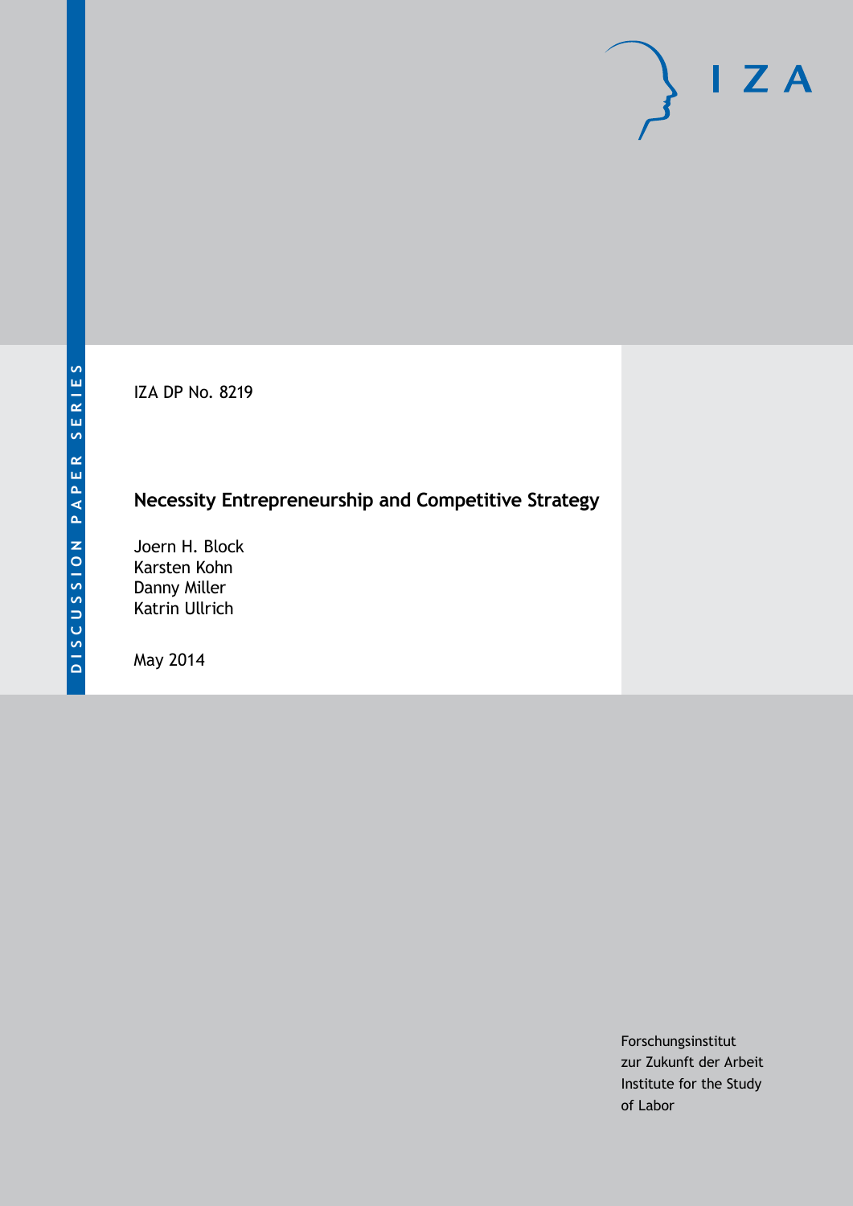DISCUSSION PAPER SERIES

IZA DP No. 8219

# Necessity Entrepreneurship and Competitive Strategy

Joern H. Block
Karsten Kohn
Danny Miller
Katrin Ullrich

May 2014

Forschungsinstitut
zur Zukunft der Arbeit
Institute for the Study
of Labor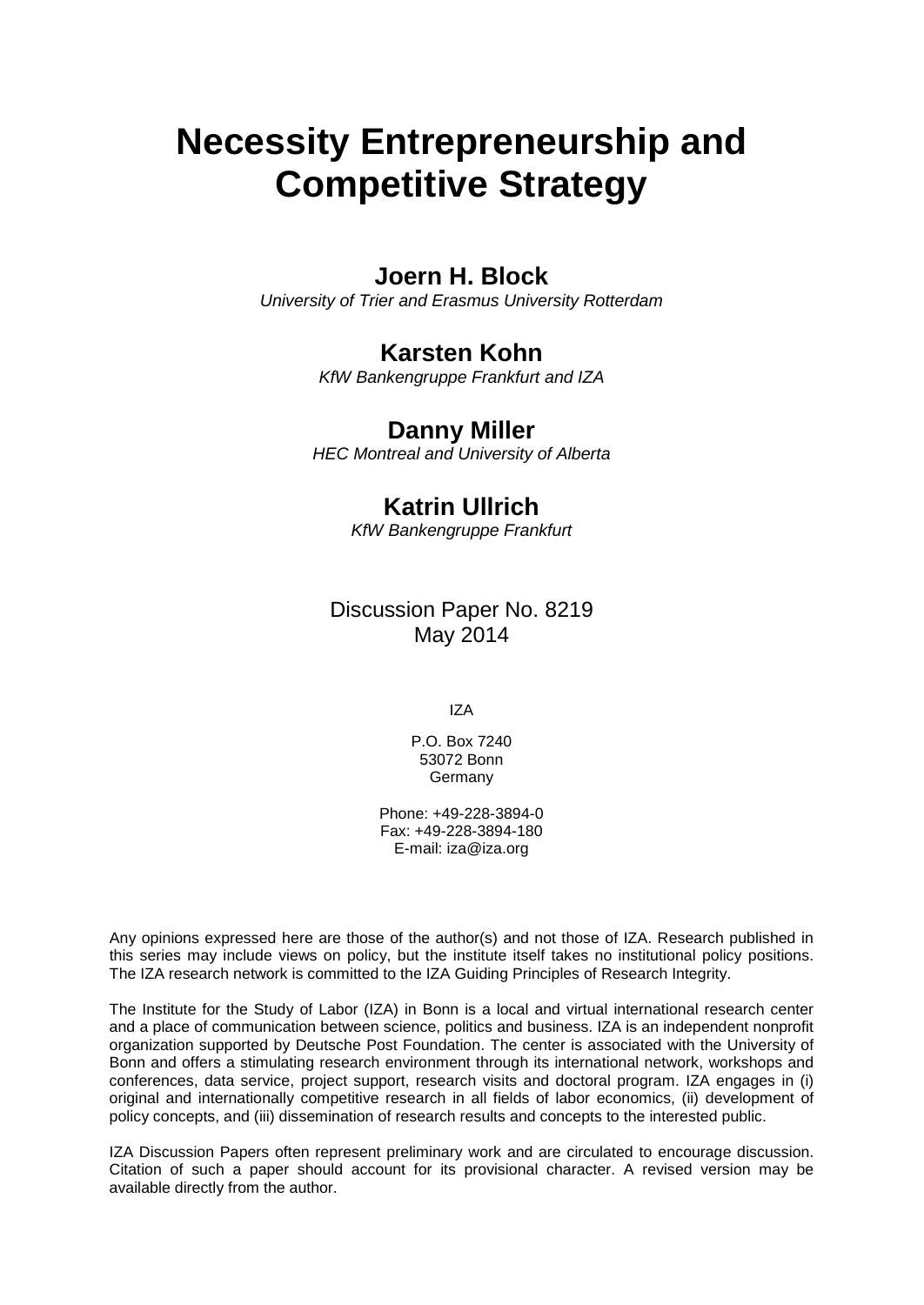# Necessity Entrepreneurship and Competitive Strategy

## Joern H. Block

*University of Trier and Erasmus University Rotterdam*

## Karsten Kohn

*KfW Bankengruppe Frankfurt and IZA*

## Danny Miller

*HEC Montreal and University of Alberta*

## Katrin Ullrich

*KfW Bankengruppe Frankfurt*

Discussion Paper No. 8219
May 2014

IZA

P.O. Box 7240
53072 Bonn
Germany

Phone: +49-228-3894-0
Fax: +49-228-3894-180
E-mail: iza@iza.org

Any opinions expressed here are those of the author(s) and not those of IZA. Research published in this series may include views on policy, but the institute itself takes no institutional policy positions. The IZA research network is committed to the IZA Guiding Principles of Research Integrity.

The Institute for the Study of Labor (IZA) in Bonn is a local and virtual international research center and a place of communication between science, politics and business. IZA is an independent nonprofit organization supported by Deutsche Post Foundation. The center is associated with the University of Bonn and offers a stimulating research environment through its international network, workshops and conferences, data service, project support, research visits and doctoral program. IZA engages in (i) original and internationally competitive research in all fields of labor economics, (ii) development of policy concepts, and (iii) dissemination of research results and concepts to the interested public.

IZA Discussion Papers often represent preliminary work and are circulated to encourage discussion. Citation of such a paper should account for its provisional character. A revised version may be available directly from the author.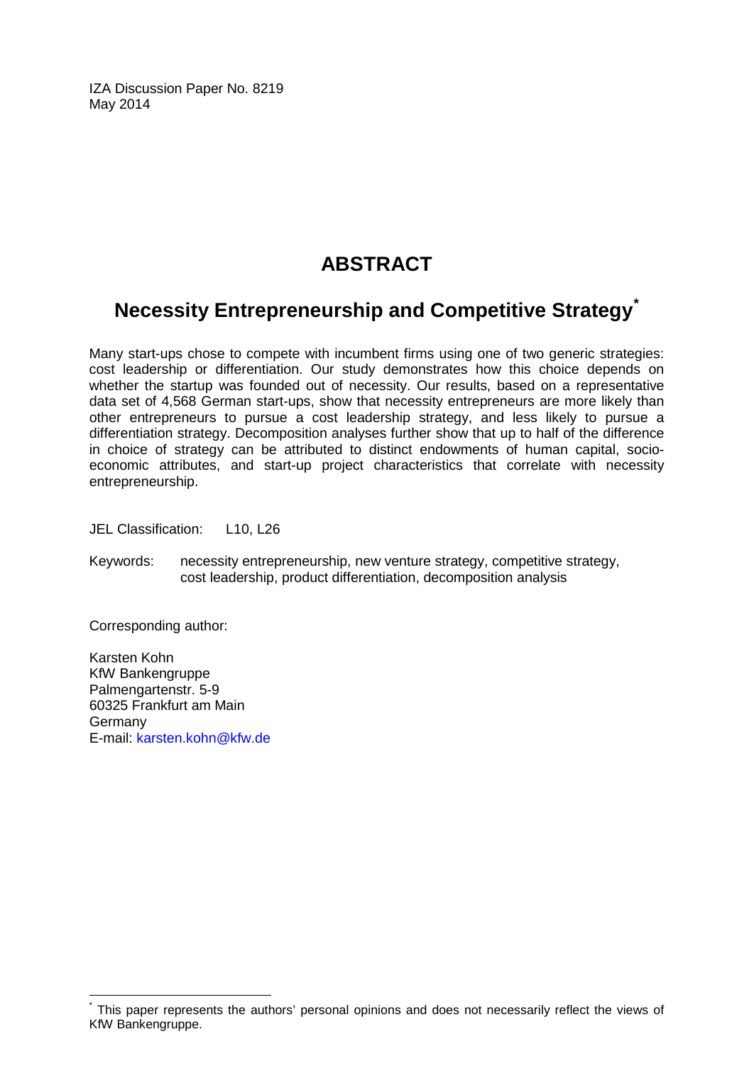IZA Discussion Paper No. 8219
May 2014

# ABSTRACT

## Necessity Entrepreneurship and Competitive Strategy*

Many start-ups chose to compete with incumbent firms using one of two generic strategies: cost leadership or differentiation. Our study demonstrates how this choice depends on whether the startup was founded out of necessity. Our results, based on a representative data set of 4,568 German start-ups, show that necessity entrepreneurs are more likely than other entrepreneurs to pursue a cost leadership strategy, and less likely to pursue a differentiation strategy. Decomposition analyses further show that up to half of the difference in choice of strategy can be attributed to distinct endowments of human capital, socio-economic attributes, and start-up project characteristics that correlate with necessity entrepreneurship.

JEL Classification: L10, L26

Keywords: necessity entrepreneurship, new venture strategy, competitive strategy, cost leadership, product differentiation, decomposition analysis

Corresponding author:

Karsten Kohn
KfW Bankengruppe
Palmengartenstr. 5-9
60325 Frankfurt am Main
Germany
E-mail: karsten.kohn@kfw.de

* This paper represents the authors' personal opinions and does not necessarily reflect the views of KfW Bankengruppe.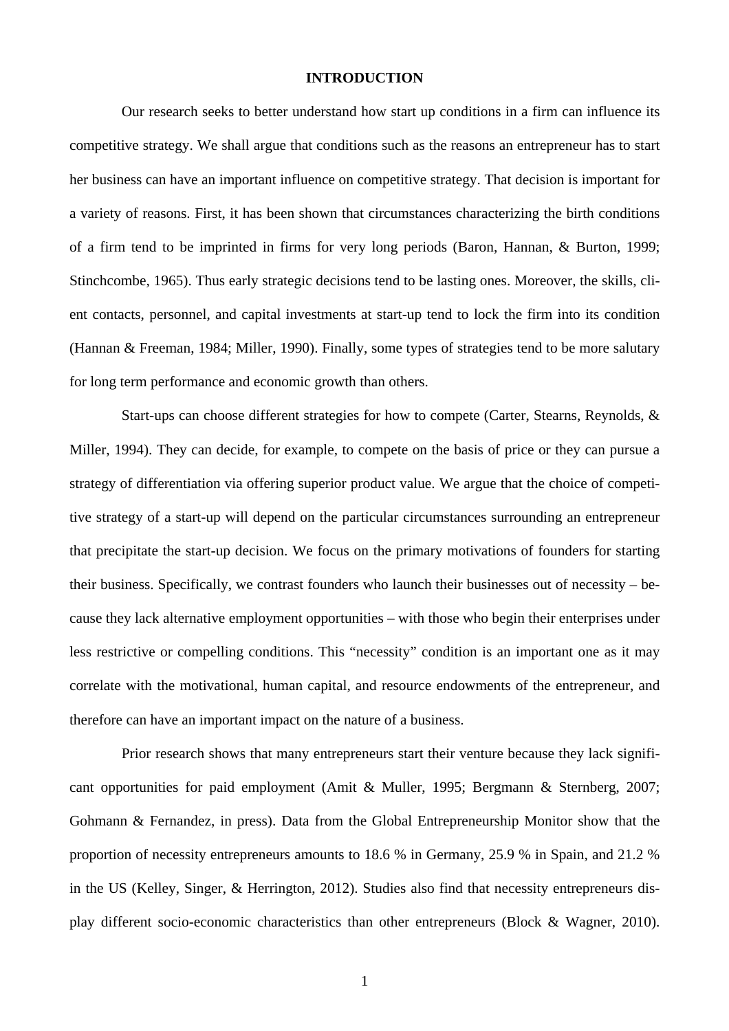# INTRODUCTION

Our research seeks to better understand how start up conditions in a firm can influence its competitive strategy. We shall argue that conditions such as the reasons an entrepreneur has to start her business can have an important influence on competitive strategy. That decision is important for a variety of reasons. First, it has been shown that circumstances characterizing the birth conditions of a firm tend to be imprinted in firms for very long periods (Baron, Hannan, & Burton, 1999; Stinchcombe, 1965). Thus early strategic decisions tend to be lasting ones. Moreover, the skills, client contacts, personnel, and capital investments at start-up tend to lock the firm into its condition (Hannan & Freeman, 1984; Miller, 1990). Finally, some types of strategies tend to be more salutary for long term performance and economic growth than others.

Start-ups can choose different strategies for how to compete (Carter, Stearns, Reynolds, & Miller, 1994). They can decide, for example, to compete on the basis of price or they can pursue a strategy of differentiation via offering superior product value. We argue that the choice of competitive strategy of a start-up will depend on the particular circumstances surrounding an entrepreneur that precipitate the start-up decision. We focus on the primary motivations of founders for starting their business. Specifically, we contrast founders who launch their businesses out of necessity – because they lack alternative employment opportunities – with those who begin their enterprises under less restrictive or compelling conditions. This "necessity" condition is an important one as it may correlate with the motivational, human capital, and resource endowments of the entrepreneur, and therefore can have an important impact on the nature of a business.

Prior research shows that many entrepreneurs start their venture because they lack significant opportunities for paid employment (Amit & Muller, 1995; Bergmann & Sternberg, 2007; Gohmann & Fernandez, in press). Data from the Global Entrepreneurship Monitor show that the proportion of necessity entrepreneurs amounts to 18.6 % in Germany, 25.9 % in Spain, and 21.2 % in the US (Kelley, Singer, & Herrington, 2012). Studies also find that necessity entrepreneurs display different socio-economic characteristics than other entrepreneurs (Block & Wagner, 2010).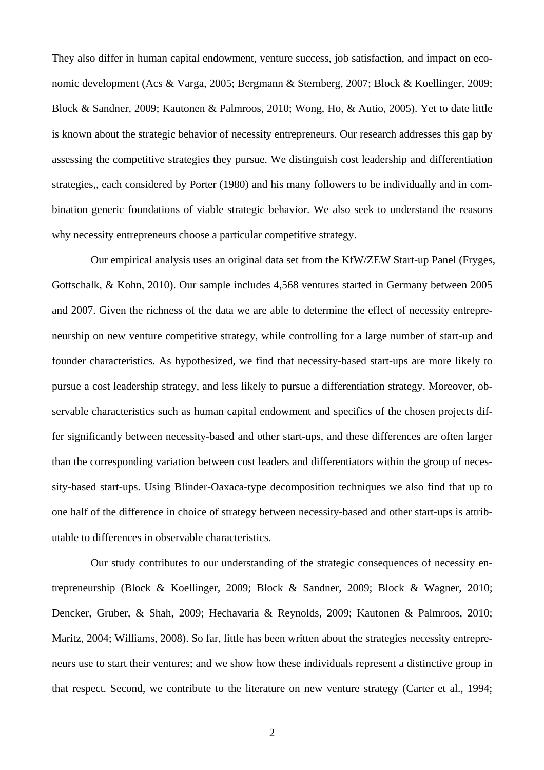They also differ in human capital endowment, venture success, job satisfaction, and impact on economic development (Acs & Varga, 2005; Bergmann & Sternberg, 2007; Block & Koellinger, 2009; Block & Sandner, 2009; Kautonen & Palmroos, 2010; Wong, Ho, & Autio, 2005). Yet to date little is known about the strategic behavior of necessity entrepreneurs. Our research addresses this gap by assessing the competitive strategies they pursue. We distinguish cost leadership and differentiation strategies,, each considered by Porter (1980) and his many followers to be individually and in combination generic foundations of viable strategic behavior. We also seek to understand the reasons why necessity entrepreneurs choose a particular competitive strategy.

Our empirical analysis uses an original data set from the KfW/ZEW Start-up Panel (Fryges, Gottschalk, & Kohn, 2010). Our sample includes 4,568 ventures started in Germany between 2005 and 2007. Given the richness of the data we are able to determine the effect of necessity entrepreneurship on new venture competitive strategy, while controlling for a large number of start-up and founder characteristics. As hypothesized, we find that necessity-based start-ups are more likely to pursue a cost leadership strategy, and less likely to pursue a differentiation strategy. Moreover, observable characteristics such as human capital endowment and specifics of the chosen projects differ significantly between necessity-based and other start-ups, and these differences are often larger than the corresponding variation between cost leaders and differentiators within the group of necessity-based start-ups. Using Blinder-Oaxaca-type decomposition techniques we also find that up to one half of the difference in choice of strategy between necessity-based and other start-ups is attributable to differences in observable characteristics.

Our study contributes to our understanding of the strategic consequences of necessity entrepreneurship (Block & Koellinger, 2009; Block & Sandner, 2009; Block & Wagner, 2010; Dencker, Gruber, & Shah, 2009; Hechavaria & Reynolds, 2009; Kautonen & Palmroos, 2010; Maritz, 2004; Williams, 2008). So far, little has been written about the strategies necessity entrepreneurs use to start their ventures; and we show how these individuals represent a distinctive group in that respect. Second, we contribute to the literature on new venture strategy (Carter et al., 1994;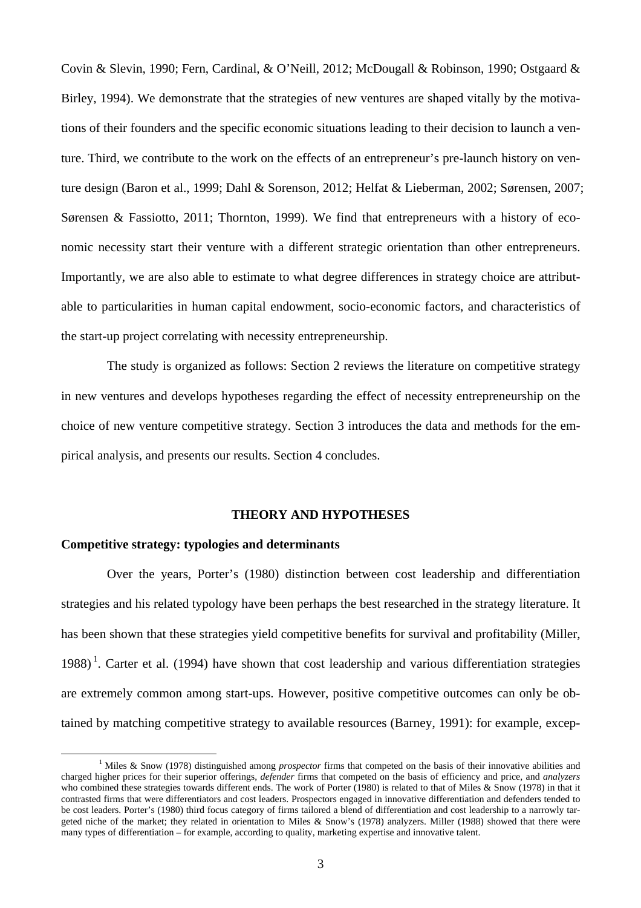Covin & Slevin, 1990; Fern, Cardinal, & O'Neill, 2012; McDougall & Robinson, 1990; Ostgaard & Birley, 1994). We demonstrate that the strategies of new ventures are shaped vitally by the motivations of their founders and the specific economic situations leading to their decision to launch a venture. Third, we contribute to the work on the effects of an entrepreneur's pre-launch history on venture design (Baron et al., 1999; Dahl & Sorenson, 2012; Helfat & Lieberman, 2002; Sørensen, 2007; Sørensen & Fassiotto, 2011; Thornton, 1999). We find that entrepreneurs with a history of economic necessity start their venture with a different strategic orientation than other entrepreneurs. Importantly, we are also able to estimate to what degree differences in strategy choice are attributable to particularities in human capital endowment, socio-economic factors, and characteristics of the start-up project correlating with necessity entrepreneurship.

The study is organized as follows: Section 2 reviews the literature on competitive strategy in new ventures and develops hypotheses regarding the effect of necessity entrepreneurship on the choice of new venture competitive strategy. Section 3 introduces the data and methods for the empirical analysis, and presents our results. Section 4 concludes.

## THEORY AND HYPOTHESES

### Competitive strategy: typologies and determinants

Over the years, Porter's (1980) distinction between cost leadership and differentiation strategies and his related typology have been perhaps the best researched in the strategy literature. It has been shown that these strategies yield competitive benefits for survival and profitability (Miller, 1988)[1]. Carter et al. (1994) have shown that cost leadership and various differentiation strategies are extremely common among start-ups. However, positive competitive outcomes can only be obtained by matching competitive strategy to available resources (Barney, 1991): for example, excep-

[1] Miles & Snow (1978) distinguished among *prospector* firms that competed on the basis of their innovative abilities and charged higher prices for their superior offerings, *defender* firms that competed on the basis of efficiency and price, and *analyzers* who combined these strategies towards different ends. The work of Porter (1980) is related to that of Miles & Snow (1978) in that it contrasted firms that were differentiators and cost leaders. Prospectors engaged in innovative differentiation and defenders tended to be cost leaders. Porter's (1980) third focus category of firms tailored a blend of differentiation and cost leadership to a narrowly targeted niche of the market; they related in orientation to Miles & Snow's (1978) analyzers. Miller (1988) showed that there were many types of differentiation – for example, according to quality, marketing expertise and innovative talent.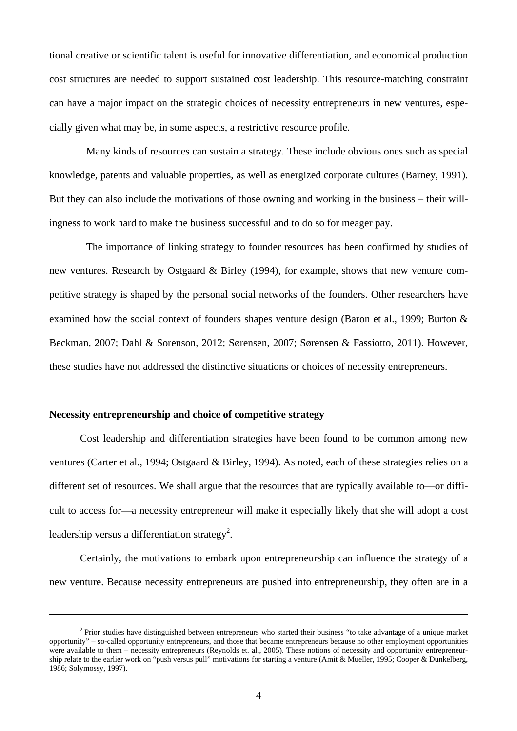tional creative or scientific talent is useful for innovative differentiation, and economical production cost structures are needed to support sustained cost leadership. This resource-matching constraint can have a major impact on the strategic choices of necessity entrepreneurs in new ventures, especially given what may be, in some aspects, a restrictive resource profile.

Many kinds of resources can sustain a strategy. These include obvious ones such as special knowledge, patents and valuable properties, as well as energized corporate cultures (Barney, 1991). But they can also include the motivations of those owning and working in the business – their willingness to work hard to make the business successful and to do so for meager pay.

The importance of linking strategy to founder resources has been confirmed by studies of new ventures. Research by Ostgaard & Birley (1994), for example, shows that new venture competitive strategy is shaped by the personal social networks of the founders. Other researchers have examined how the social context of founders shapes venture design (Baron et al., 1999; Burton & Beckman, 2007; Dahl & Sorenson, 2012; Sørensen, 2007; Sørensen & Fassiotto, 2011). However, these studies have not addressed the distinctive situations or choices of necessity entrepreneurs.

**Necessity entrepreneurship and choice of competitive strategy**

Cost leadership and differentiation strategies have been found to be common among new ventures (Carter et al., 1994; Ostgaard & Birley, 1994). As noted, each of these strategies relies on a different set of resources. We shall argue that the resources that are typically available to—or difficult to access for—a necessity entrepreneur will make it especially likely that she will adopt a cost leadership versus a differentiation strategy[2].

Certainly, the motivations to embark upon entrepreneurship can influence the strategy of a new venture. Because necessity entrepreneurs are pushed into entrepreneurship, they often are in a

[2] Prior studies have distinguished between entrepreneurs who started their business "to take advantage of a unique market opportunity" – so-called opportunity entrepreneurs, and those that became entrepreneurs because no other employment opportunities were available to them – necessity entrepreneurs (Reynolds et. al., 2005). These notions of necessity and opportunity entrepreneurship relate to the earlier work on "push versus pull" motivations for starting a venture (Amit & Mueller, 1995; Cooper & Dunkelberg, 1986; Solymossy, 1997).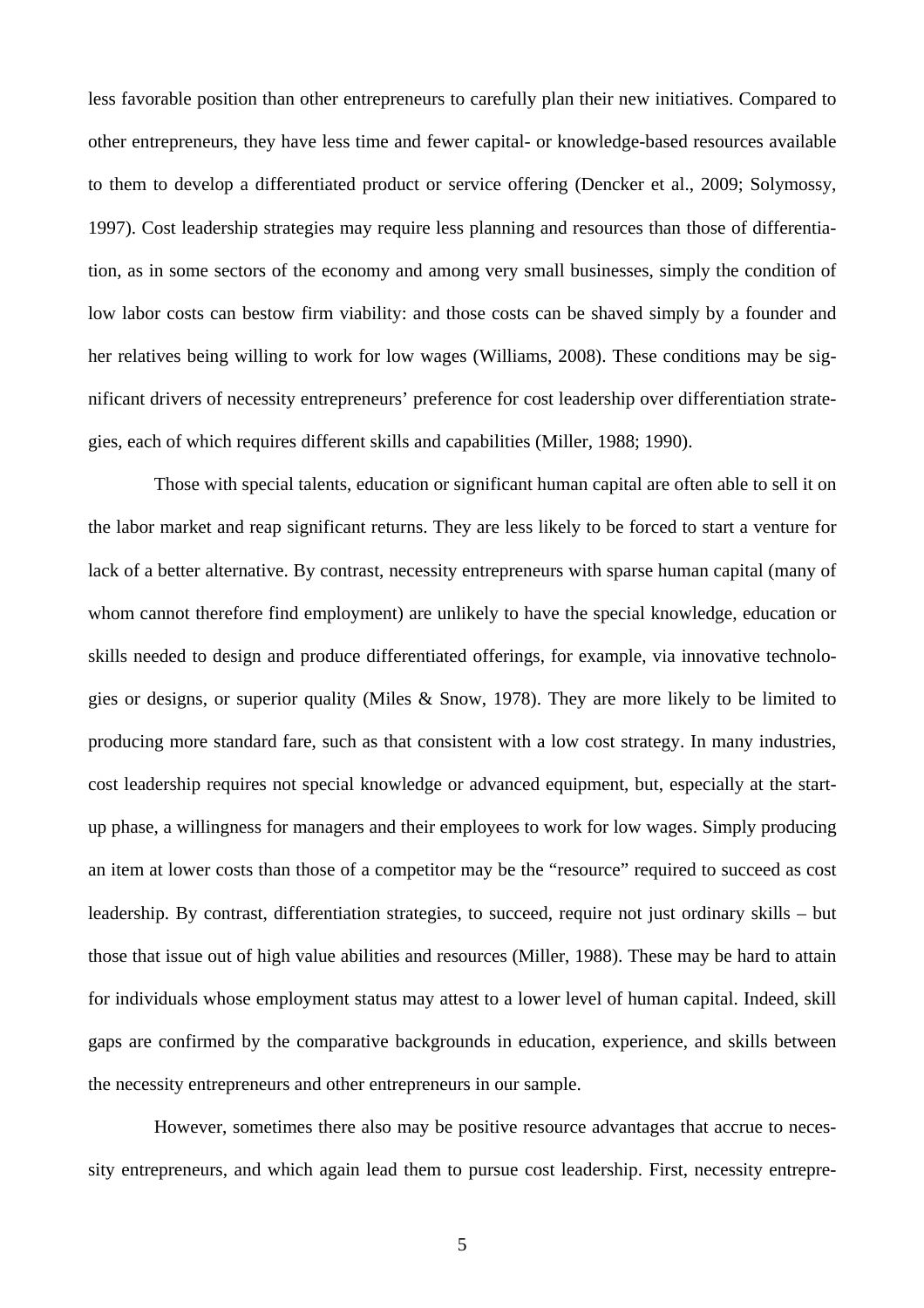less favorable position than other entrepreneurs to carefully plan their new initiatives. Compared to other entrepreneurs, they have less time and fewer capital- or knowledge-based resources available to them to develop a differentiated product or service offering (Dencker et al., 2009; Solymossy, 1997). Cost leadership strategies may require less planning and resources than those of differentiation, as in some sectors of the economy and among very small businesses, simply the condition of low labor costs can bestow firm viability: and those costs can be shaved simply by a founder and her relatives being willing to work for low wages (Williams, 2008). These conditions may be significant drivers of necessity entrepreneurs' preference for cost leadership over differentiation strategies, each of which requires different skills and capabilities (Miller, 1988; 1990).

Those with special talents, education or significant human capital are often able to sell it on the labor market and reap significant returns. They are less likely to be forced to start a venture for lack of a better alternative. By contrast, necessity entrepreneurs with sparse human capital (many of whom cannot therefore find employment) are unlikely to have the special knowledge, education or skills needed to design and produce differentiated offerings, for example, via innovative technologies or designs, or superior quality (Miles & Snow, 1978). They are more likely to be limited to producing more standard fare, such as that consistent with a low cost strategy. In many industries, cost leadership requires not special knowledge or advanced equipment, but, especially at the start-up phase, a willingness for managers and their employees to work for low wages. Simply producing an item at lower costs than those of a competitor may be the "resource" required to succeed as cost leadership. By contrast, differentiation strategies, to succeed, require not just ordinary skills – but those that issue out of high value abilities and resources (Miller, 1988). These may be hard to attain for individuals whose employment status may attest to a lower level of human capital. Indeed, skill gaps are confirmed by the comparative backgrounds in education, experience, and skills between the necessity entrepreneurs and other entrepreneurs in our sample.

However, sometimes there also may be positive resource advantages that accrue to necessity entrepreneurs, and which again lead them to pursue cost leadership. First, necessity entrepre-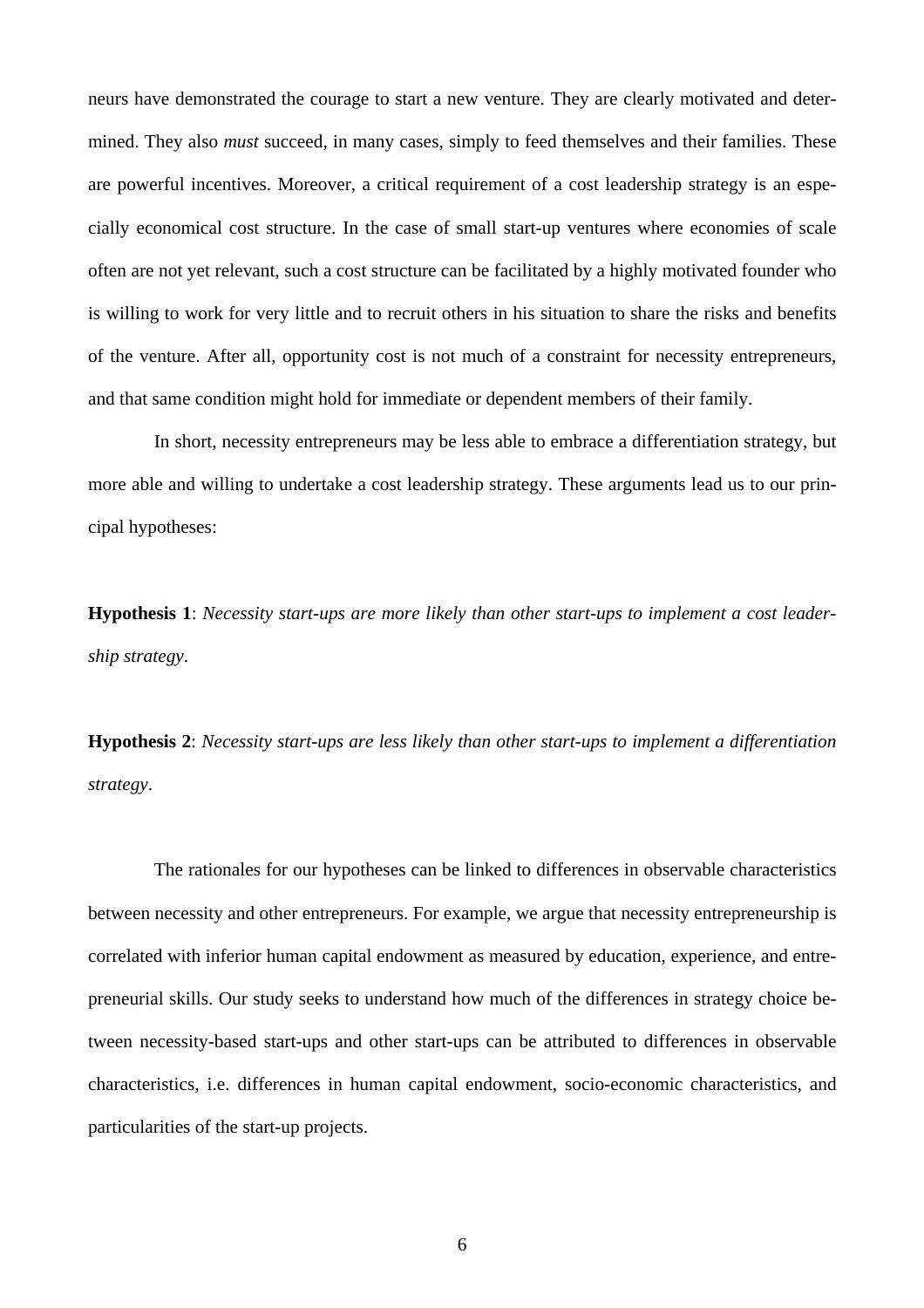neurs have demonstrated the courage to start a new venture. They are clearly motivated and determined. They also *must* succeed, in many cases, simply to feed themselves and their families. These are powerful incentives. Moreover, a critical requirement of a cost leadership strategy is an especially economical cost structure. In the case of small start-up ventures where economies of scale often are not yet relevant, such a cost structure can be facilitated by a highly motivated founder who is willing to work for very little and to recruit others in his situation to share the risks and benefits of the venture. After all, opportunity cost is not much of a constraint for necessity entrepreneurs, and that same condition might hold for immediate or dependent members of their family.

In short, necessity entrepreneurs may be less able to embrace a differentiation strategy, but more able and willing to undertake a cost leadership strategy. These arguments lead us to our principal hypotheses:

**Hypothesis 1**: *Necessity start-ups are more likely than other start-ups to implement a cost leadership strategy*.

**Hypothesis 2**: *Necessity start-ups are less likely than other start-ups to implement a differentiation strategy*.

The rationales for our hypotheses can be linked to differences in observable characteristics between necessity and other entrepreneurs. For example, we argue that necessity entrepreneurship is correlated with inferior human capital endowment as measured by education, experience, and entrepreneurial skills. Our study seeks to understand how much of the differences in strategy choice between necessity-based start-ups and other start-ups can be attributed to differences in observable characteristics, i.e. differences in human capital endowment, socio-economic characteristics, and particularities of the start-up projects.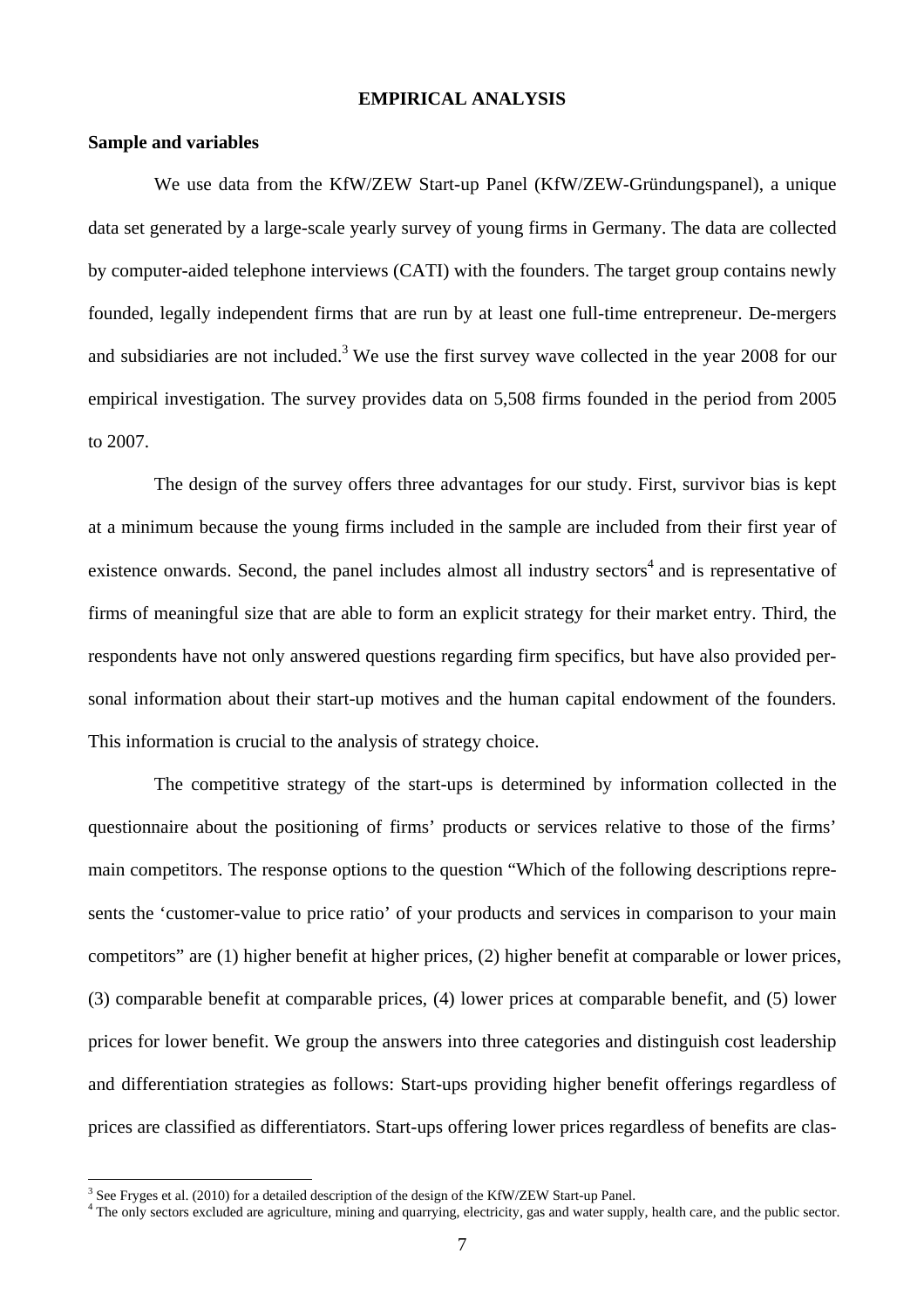## EMPIRICAL ANALYSIS

### Sample and variables

We use data from the KfW/ZEW Start-up Panel (KfW/ZEW-Gründungspanel), a unique data set generated by a large-scale yearly survey of young firms in Germany. The data are collected by computer-aided telephone interviews (CATI) with the founders. The target group contains newly founded, legally independent firms that are run by at least one full-time entrepreneur. De-mergers and subsidiaries are not included.[3] We use the first survey wave collected in the year 2008 for our empirical investigation. The survey provides data on 5,508 firms founded in the period from 2005 to 2007.

The design of the survey offers three advantages for our study. First, survivor bias is kept at a minimum because the young firms included in the sample are included from their first year of existence onwards. Second, the panel includes almost all industry sectors[4] and is representative of firms of meaningful size that are able to form an explicit strategy for their market entry. Third, the respondents have not only answered questions regarding firm specifics, but have also provided personal information about their start-up motives and the human capital endowment of the founders. This information is crucial to the analysis of strategy choice.

The competitive strategy of the start-ups is determined by information collected in the questionnaire about the positioning of firms' products or services relative to those of the firms' main competitors. The response options to the question "Which of the following descriptions represents the 'customer-value to price ratio' of your products and services in comparison to your main competitors" are (1) higher benefit at higher prices, (2) higher benefit at comparable or lower prices, (3) comparable benefit at comparable prices, (4) lower prices at comparable benefit, and (5) lower prices for lower benefit. We group the answers into three categories and distinguish cost leadership and differentiation strategies as follows: Start-ups providing higher benefit offerings regardless of prices are classified as differentiators. Start-ups offering lower prices regardless of benefits are clas-

---

[3] See Fryges et al. (2010) for a detailed description of the design of the KfW/ZEW Start-up Panel.

[4] The only sectors excluded are agriculture, mining and quarrying, electricity, gas and water supply, health care, and the public sector.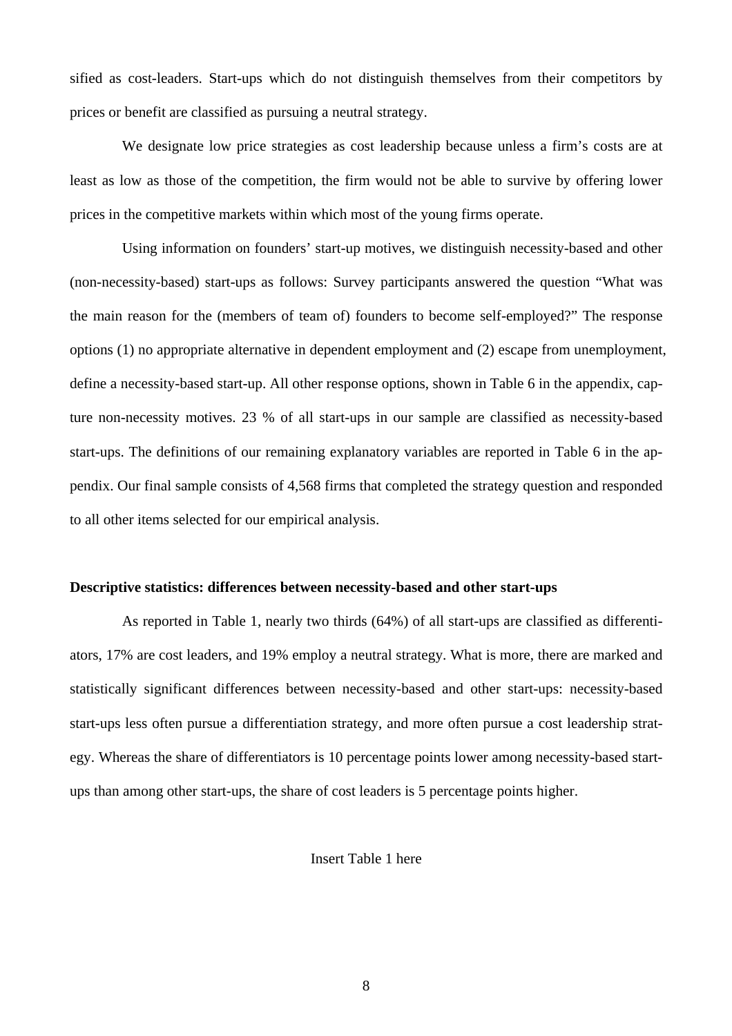sified as cost-leaders. Start-ups which do not distinguish themselves from their competitors by prices or benefit are classified as pursuing a neutral strategy.

We designate low price strategies as cost leadership because unless a firm's costs are at least as low as those of the competition, the firm would not be able to survive by offering lower prices in the competitive markets within which most of the young firms operate.

Using information on founders' start-up motives, we distinguish necessity-based and other (non-necessity-based) start-ups as follows: Survey participants answered the question "What was the main reason for the (members of team of) founders to become self-employed?" The response options (1) no appropriate alternative in dependent employment and (2) escape from unemployment, define a necessity-based start-up. All other response options, shown in Table 6 in the appendix, capture non-necessity motives. 23 % of all start-ups in our sample are classified as necessity-based start-ups. The definitions of our remaining explanatory variables are reported in Table 6 in the appendix. Our final sample consists of 4,568 firms that completed the strategy question and responded to all other items selected for our empirical analysis.

**Descriptive statistics: differences between necessity-based and other start-ups**

As reported in Table 1, nearly two thirds (64%) of all start-ups are classified as differentiators, 17% are cost leaders, and 19% employ a neutral strategy. What is more, there are marked and statistically significant differences between necessity-based and other start-ups: necessity-based start-ups less often pursue a differentiation strategy, and more often pursue a cost leadership strategy. Whereas the share of differentiators is 10 percentage points lower among necessity-based start-ups than among other start-ups, the share of cost leaders is 5 percentage points higher.

Insert Table 1 here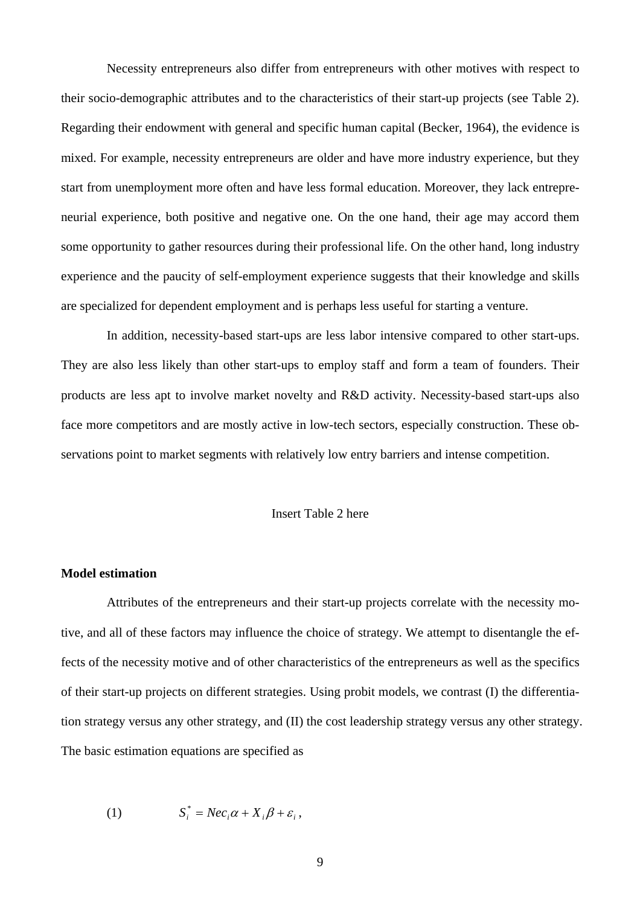Necessity entrepreneurs also differ from entrepreneurs with other motives with respect to their socio-demographic attributes and to the characteristics of their start-up projects (see Table 2). Regarding their endowment with general and specific human capital (Becker, 1964), the evidence is mixed. For example, necessity entrepreneurs are older and have more industry experience, but they start from unemployment more often and have less formal education. Moreover, they lack entrepreneurial experience, both positive and negative one. On the one hand, their age may accord them some opportunity to gather resources during their professional life. On the other hand, long industry experience and the paucity of self-employment experience suggests that their knowledge and skills are specialized for dependent employment and is perhaps less useful for starting a venture.

In addition, necessity-based start-ups are less labor intensive compared to other start-ups. They are also less likely than other start-ups to employ staff and form a team of founders. Their products are less apt to involve market novelty and R&D activity. Necessity-based start-ups also face more competitors and are mostly active in low-tech sectors, especially construction. These observations point to market segments with relatively low entry barriers and intense competition.

Insert Table 2 here

**Model estimation**

Attributes of the entrepreneurs and their start-up projects correlate with the necessity motive, and all of these factors may influence the choice of strategy. We attempt to disentangle the effects of the necessity motive and of other characteristics of the entrepreneurs as well as the specifics of their start-up projects on different strategies. Using probit models, we contrast (I) the differentiation strategy versus any other strategy, and (II) the cost leadership strategy versus any other strategy. The basic estimation equations are specified as

$$(1) \qquad S_i^* = Nec_i\alpha + X_i\beta + \varepsilon_i\,,$$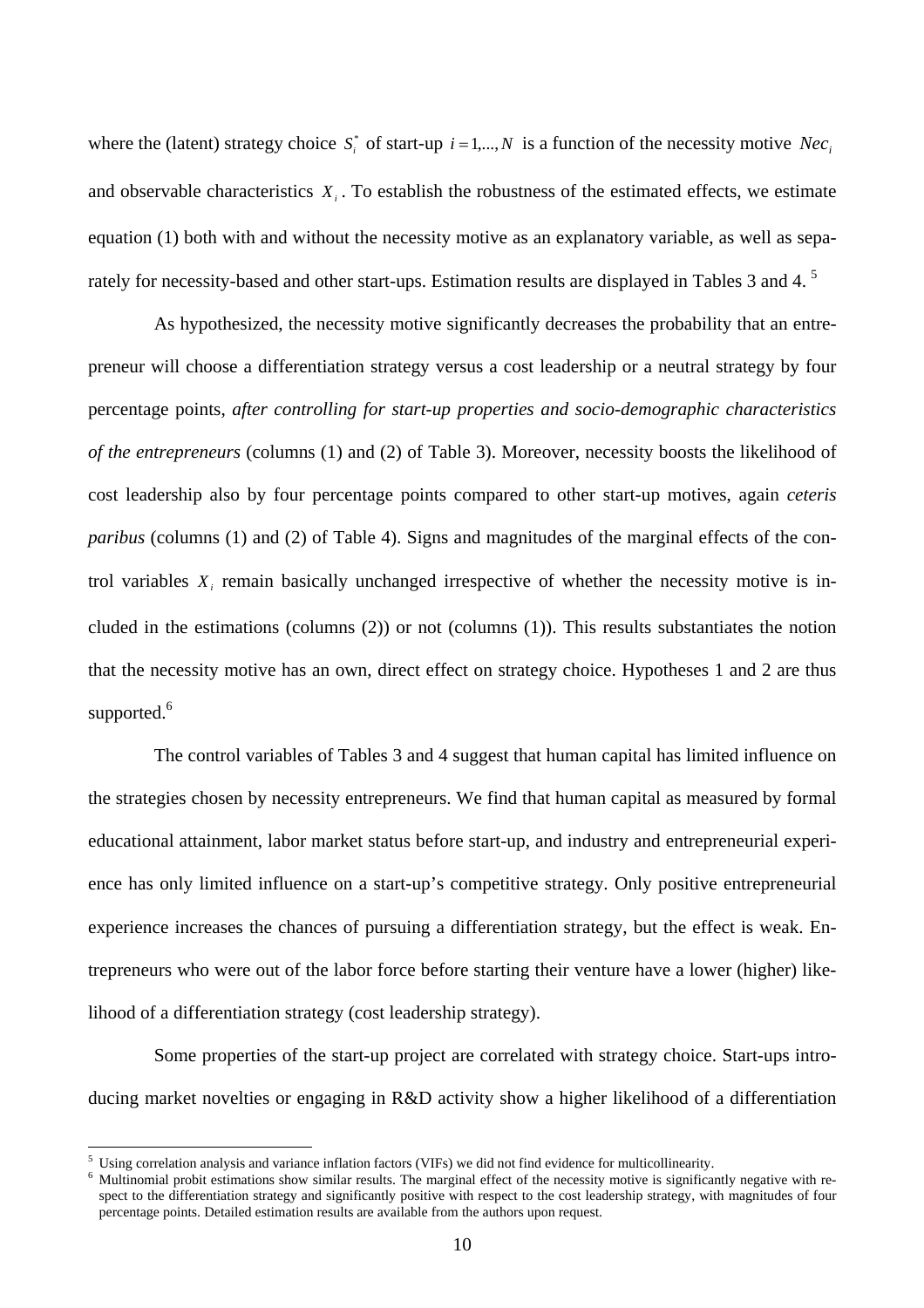where the (latent) strategy choice $S_i^*$ of start-up $i = 1,...,N$ is a function of the necessity motive $Nec_i$ and observable characteristics $X_i$. To establish the robustness of the estimated effects, we estimate equation (1) both with and without the necessity motive as an explanatory variable, as well as separately for necessity-based and other start-ups. Estimation results are displayed in Tables 3 and 4. [5]

As hypothesized, the necessity motive significantly decreases the probability that an entrepreneur will choose a differentiation strategy versus a cost leadership or a neutral strategy by four percentage points, *after controlling for start-up properties and socio-demographic characteristics of the entrepreneurs* (columns (1) and (2) of Table 3). Moreover, necessity boosts the likelihood of cost leadership also by four percentage points compared to other start-up motives, again *ceteris paribus* (columns (1) and (2) of Table 4). Signs and magnitudes of the marginal effects of the control variables $X_i$ remain basically unchanged irrespective of whether the necessity motive is included in the estimations (columns (2)) or not (columns (1)). This results substantiates the notion that the necessity motive has an own, direct effect on strategy choice. Hypotheses 1 and 2 are thus supported.[6]

The control variables of Tables 3 and 4 suggest that human capital has limited influence on the strategies chosen by necessity entrepreneurs. We find that human capital as measured by formal educational attainment, labor market status before start-up, and industry and entrepreneurial experience has only limited influence on a start-up's competitive strategy. Only positive entrepreneurial experience increases the chances of pursuing a differentiation strategy, but the effect is weak. Entrepreneurs who were out of the labor force before starting their venture have a lower (higher) likelihood of a differentiation strategy (cost leadership strategy).

Some properties of the start-up project are correlated with strategy choice. Start-ups introducing market novelties or engaging in R&D activity show a higher likelihood of a differentiation

---

[5] Using correlation analysis and variance inflation factors (VIFs) we did not find evidence for multicollinearity.

[6] Multinomial probit estimations show similar results. The marginal effect of the necessity motive is significantly negative with respect to the differentiation strategy and significantly positive with respect to the cost leadership strategy, with magnitudes of four percentage points. Detailed estimation results are available from the authors upon request.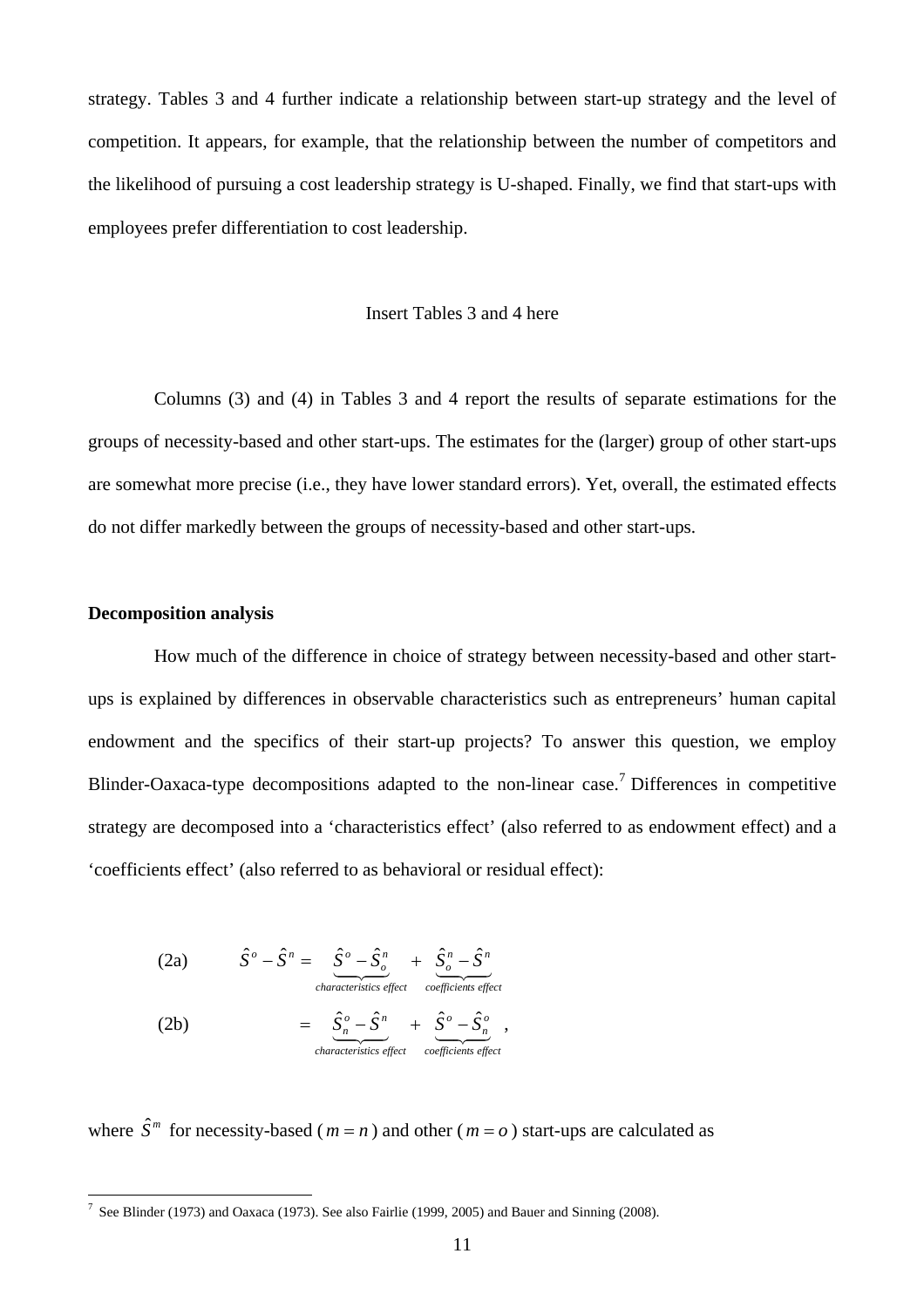strategy. Tables 3 and 4 further indicate a relationship between start-up strategy and the level of competition. It appears, for example, that the relationship between the number of competitors and the likelihood of pursuing a cost leadership strategy is U-shaped. Finally, we find that start-ups with employees prefer differentiation to cost leadership.

Insert Tables 3 and 4 here

Columns (3) and (4) in Tables 3 and 4 report the results of separate estimations for the groups of necessity-based and other start-ups. The estimates for the (larger) group of other start-ups are somewhat more precise (i.e., they have lower standard errors). Yet, overall, the estimated effects do not differ markedly between the groups of necessity-based and other start-ups.

**Decomposition analysis**

How much of the difference in choice of strategy between necessity-based and other start-ups is explained by differences in observable characteristics such as entrepreneurs' human capital endowment and the specifics of their start-up projects? To answer this question, we employ Blinder-Oaxaca-type decompositions adapted to the non-linear case.[7] Differences in competitive strategy are decomposed into a 'characteristics effect' (also referred to as endowment effect) and a 'coefficients effect' (also referred to as behavioral or residual effect):

$$\text{(2a)} \qquad \hat{S}^o - \hat{S}^n = \underbrace{\hat{S}^o - \hat{S}^n_o}_{\text{characteristics effect}} + \underbrace{\hat{S}^n_o - \hat{S}^n}_{\text{coefficients effect}}$$

$$\text{(2b)} \qquad \qquad = \underbrace{\hat{S}^o_n - \hat{S}^n}_{\text{characteristics effect}} + \underbrace{\hat{S}^o - \hat{S}^o_n}_{\text{coefficients effect}} ,$$

where $\hat{S}^m$ for necessity-based ($m = n$) and other ($m = o$) start-ups are calculated as

[7] See Blinder (1973) and Oaxaca (1973). See also Fairlie (1999, 2005) and Bauer and Sinning (2008).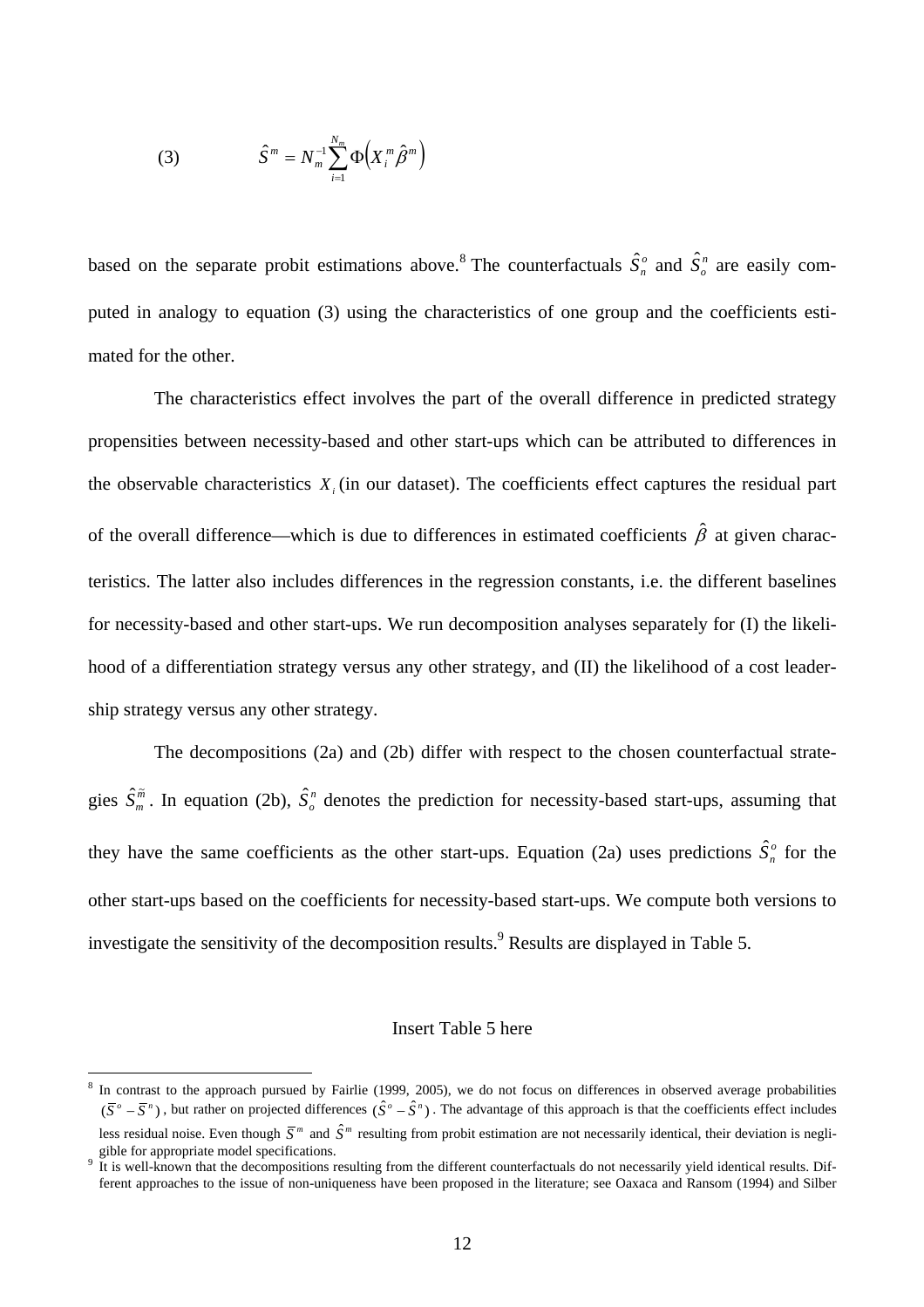$$\text{(3)} \qquad \hat{S}^m = N_m^{-1} \sum_{i=1}^{N_m} \Phi\left(X_i^m \hat{\beta}^m\right)$$

based on the separate probit estimations above.[8] The counterfactuals $\hat{S}_n^o$ and $\hat{S}_o^n$ are easily computed in analogy to equation (3) using the characteristics of one group and the coefficients estimated for the other.

The characteristics effect involves the part of the overall difference in predicted strategy propensities between necessity-based and other start-ups which can be attributed to differences in the observable characteristics $X_i$ (in our dataset). The coefficients effect captures the residual part of the overall difference—which is due to differences in estimated coefficients $\hat{\beta}$ at given characteristics. The latter also includes differences in the regression constants, i.e. the different baselines for necessity-based and other start-ups. We run decomposition analyses separately for (I) the likelihood of a differentiation strategy versus any other strategy, and (II) the likelihood of a cost leadership strategy versus any other strategy.

The decompositions (2a) and (2b) differ with respect to the chosen counterfactual strategies $\hat{S}_m^{\tilde{m}}$. In equation (2b), $\hat{S}_o^n$ denotes the prediction for necessity-based start-ups, assuming that they have the same coefficients as the other start-ups. Equation (2a) uses predictions $\hat{S}_n^o$ for the other start-ups based on the coefficients for necessity-based start-ups. We compute both versions to investigate the sensitivity of the decomposition results.[9] Results are displayed in Table 5.

Insert Table 5 here

---

[8] In contrast to the approach pursued by Fairlie (1999, 2005), we do not focus on differences in observed average probabilities $(\bar{S}^o - \bar{S}^n)$, but rather on projected differences $(\hat{S}^o - \hat{S}^n)$. The advantage of this approach is that the coefficients effect includes less residual noise. Even though $\bar{S}^m$ and $\hat{S}^m$ resulting from probit estimation are not necessarily identical, their deviation is negligible for appropriate model specifications.

[9] It is well-known that the decompositions resulting from the different counterfactuals do not necessarily yield identical results. Different approaches to the issue of non-uniqueness have been proposed in the literature; see Oaxaca and Ransom (1994) and Silber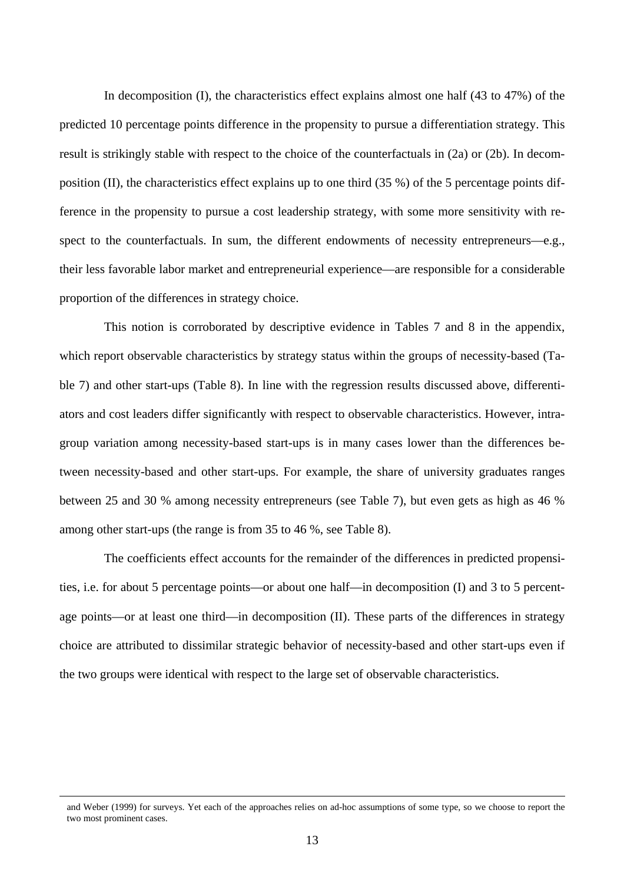In decomposition (I), the characteristics effect explains almost one half (43 to 47%) of the predicted 10 percentage points difference in the propensity to pursue a differentiation strategy. This result is strikingly stable with respect to the choice of the counterfactuals in (2a) or (2b). In decomposition (II), the characteristics effect explains up to one third (35 %) of the 5 percentage points difference in the propensity to pursue a cost leadership strategy, with some more sensitivity with respect to the counterfactuals. In sum, the different endowments of necessity entrepreneurs—e.g., their less favorable labor market and entrepreneurial experience—are responsible for a considerable proportion of the differences in strategy choice.

This notion is corroborated by descriptive evidence in Tables 7 and 8 in the appendix, which report observable characteristics by strategy status within the groups of necessity-based (Table 7) and other start-ups (Table 8). In line with the regression results discussed above, differentiators and cost leaders differ significantly with respect to observable characteristics. However, intragroup variation among necessity-based start-ups is in many cases lower than the differences between necessity-based and other start-ups. For example, the share of university graduates ranges between 25 and 30 % among necessity entrepreneurs (see Table 7), but even gets as high as 46 % among other start-ups (the range is from 35 to 46 %, see Table 8).

The coefficients effect accounts for the remainder of the differences in predicted propensities, i.e. for about 5 percentage points—or about one half—in decomposition (I) and 3 to 5 percentage points—or at least one third—in decomposition (II). These parts of the differences in strategy choice are attributed to dissimilar strategic behavior of necessity-based and other start-ups even if the two groups were identical with respect to the large set of observable characteristics.

and Weber (1999) for surveys. Yet each of the approaches relies on ad-hoc assumptions of some type, so we choose to report the two most prominent cases.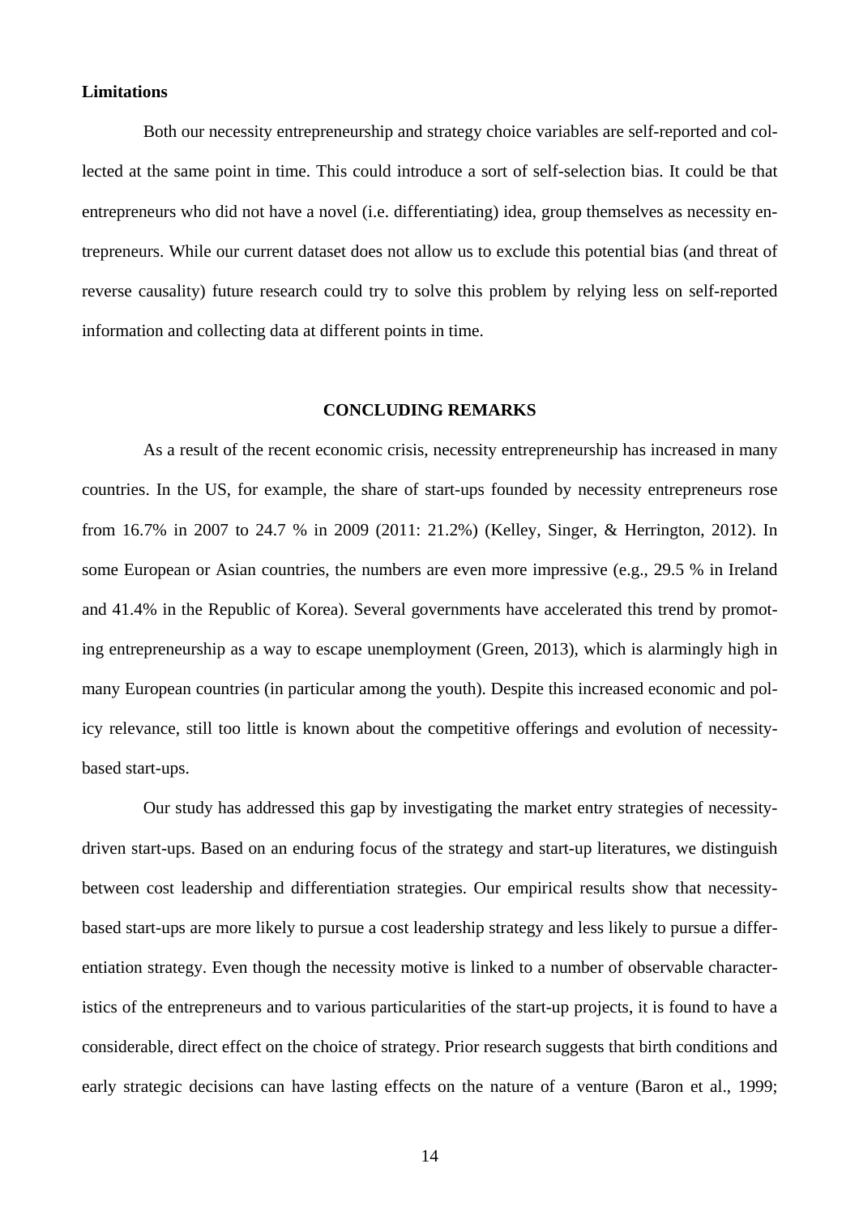**Limitations**

Both our necessity entrepreneurship and strategy choice variables are self-reported and collected at the same point in time. This could introduce a sort of self-selection bias. It could be that entrepreneurs who did not have a novel (i.e. differentiating) idea, group themselves as necessity entrepreneurs. While our current dataset does not allow us to exclude this potential bias (and threat of reverse causality) future research could try to solve this problem by relying less on self-reported information and collecting data at different points in time.

## CONCLUDING REMARKS

As a result of the recent economic crisis, necessity entrepreneurship has increased in many countries. In the US, for example, the share of start-ups founded by necessity entrepreneurs rose from 16.7% in 2007 to 24.7 % in 2009 (2011: 21.2%) (Kelley, Singer, & Herrington, 2012). In some European or Asian countries, the numbers are even more impressive (e.g., 29.5 % in Ireland and 41.4% in the Republic of Korea). Several governments have accelerated this trend by promoting entrepreneurship as a way to escape unemployment (Green, 2013), which is alarmingly high in many European countries (in particular among the youth). Despite this increased economic and policy relevance, still too little is known about the competitive offerings and evolution of necessity-based start-ups.

Our study has addressed this gap by investigating the market entry strategies of necessity-driven start-ups. Based on an enduring focus of the strategy and start-up literatures, we distinguish between cost leadership and differentiation strategies. Our empirical results show that necessity-based start-ups are more likely to pursue a cost leadership strategy and less likely to pursue a differentiation strategy. Even though the necessity motive is linked to a number of observable characteristics of the entrepreneurs and to various particularities of the start-up projects, it is found to have a considerable, direct effect on the choice of strategy. Prior research suggests that birth conditions and early strategic decisions can have lasting effects on the nature of a venture (Baron et al., 1999;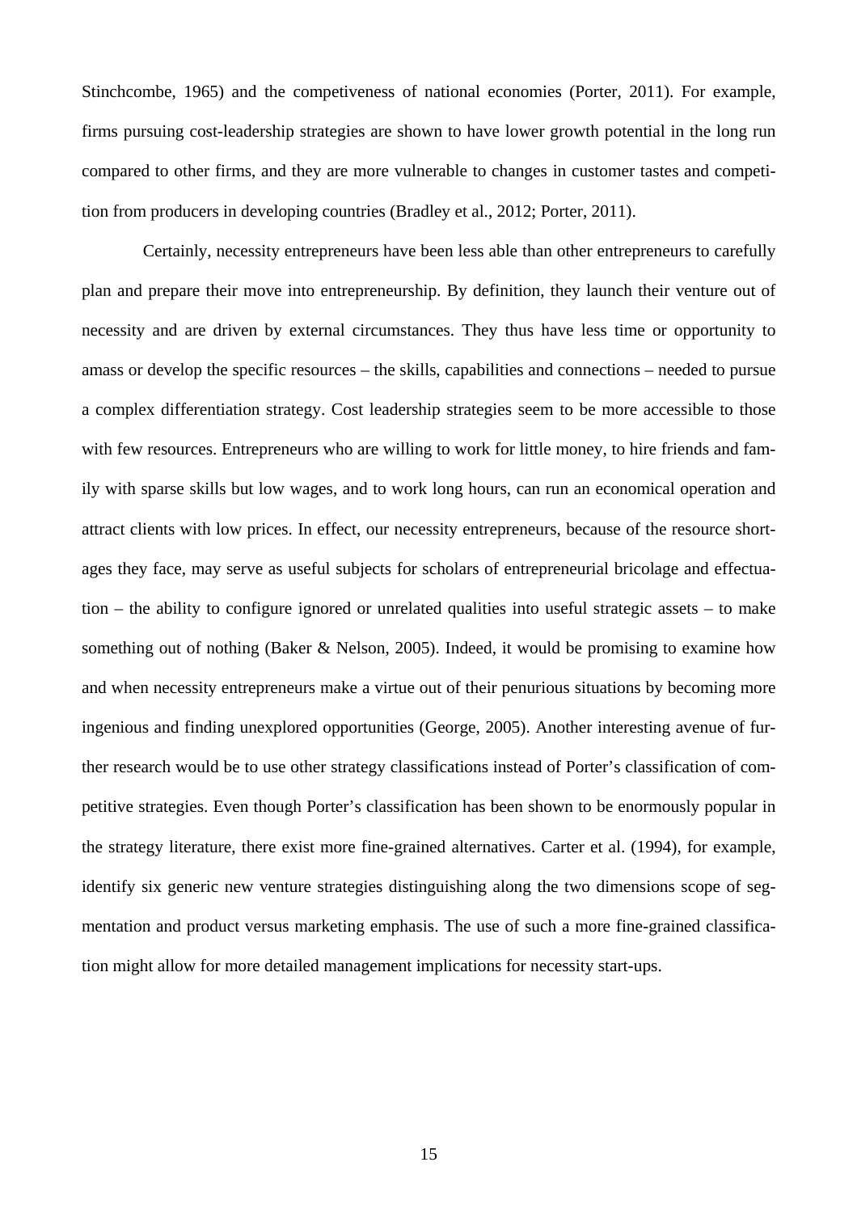Stinchcombe, 1965) and the competitiveness of national economies (Porter, 2011). For example, firms pursuing cost-leadership strategies are shown to have lower growth potential in the long run compared to other firms, and they are more vulnerable to changes in customer tastes and competition from producers in developing countries (Bradley et al., 2012; Porter, 2011).

Certainly, necessity entrepreneurs have been less able than other entrepreneurs to carefully plan and prepare their move into entrepreneurship. By definition, they launch their venture out of necessity and are driven by external circumstances. They thus have less time or opportunity to amass or develop the specific resources – the skills, capabilities and connections – needed to pursue a complex differentiation strategy. Cost leadership strategies seem to be more accessible to those with few resources. Entrepreneurs who are willing to work for little money, to hire friends and family with sparse skills but low wages, and to work long hours, can run an economical operation and attract clients with low prices. In effect, our necessity entrepreneurs, because of the resource shortages they face, may serve as useful subjects for scholars of entrepreneurial bricolage and effectuation – the ability to configure ignored or unrelated qualities into useful strategic assets – to make something out of nothing (Baker & Nelson, 2005). Indeed, it would be promising to examine how and when necessity entrepreneurs make a virtue out of their penurious situations by becoming more ingenious and finding unexplored opportunities (George, 2005). Another interesting avenue of further research would be to use other strategy classifications instead of Porter's classification of competitive strategies. Even though Porter's classification has been shown to be enormously popular in the strategy literature, there exist more fine-grained alternatives. Carter et al. (1994), for example, identify six generic new venture strategies distinguishing along the two dimensions scope of segmentation and product versus marketing emphasis. The use of such a more fine-grained classification might allow for more detailed management implications for necessity start-ups.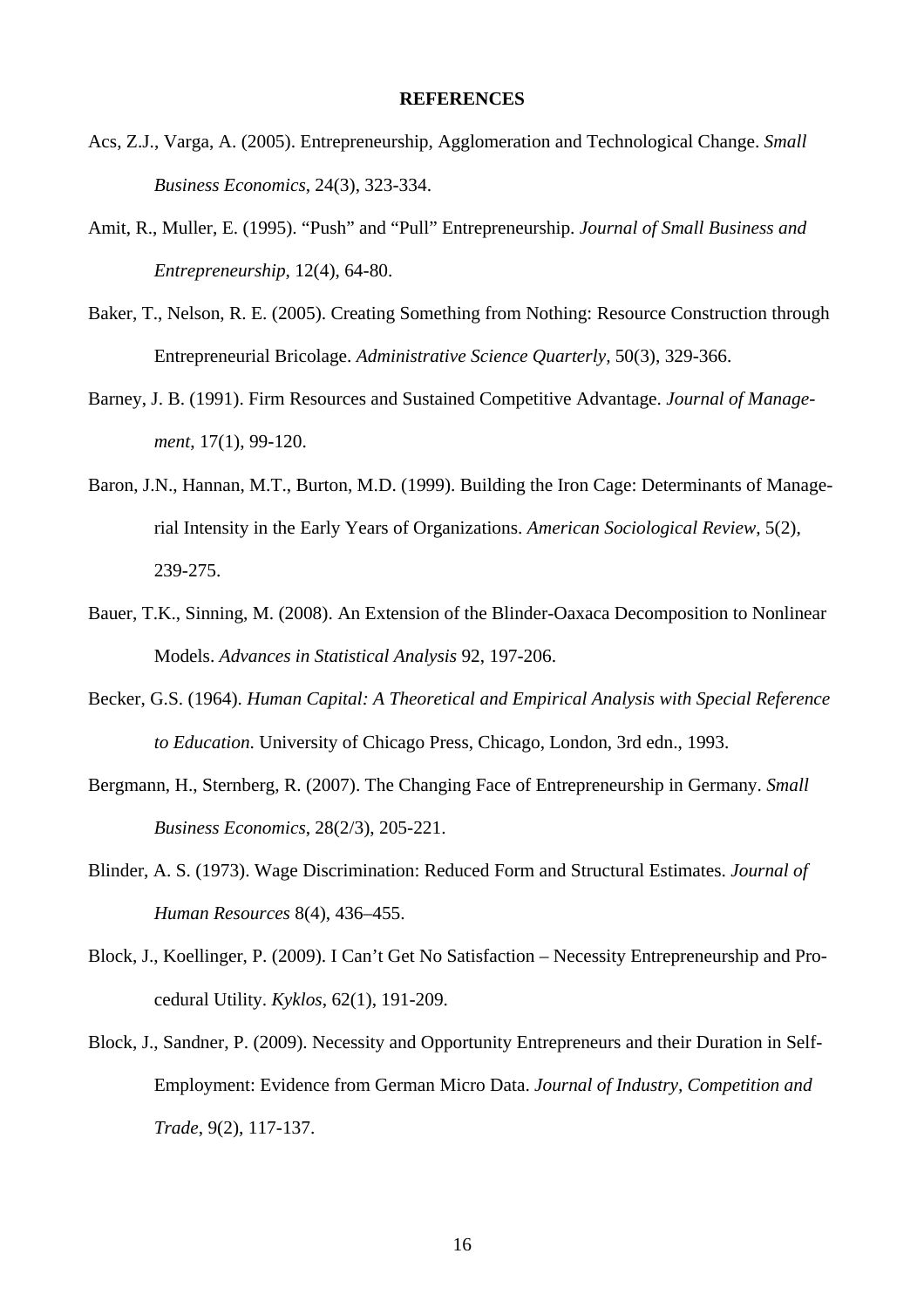**REFERENCES**

Acs, Z.J., Varga, A. (2005). Entrepreneurship, Agglomeration and Technological Change. *Small Business Economics*, 24(3), 323-334.

Amit, R., Muller, E. (1995). "Push" and "Pull" Entrepreneurship. *Journal of Small Business and Entrepreneurship*, 12(4), 64-80.

Baker, T., Nelson, R. E. (2005). Creating Something from Nothing: Resource Construction through Entrepreneurial Bricolage. *Administrative Science Quarterly*, 50(3), 329-366.

Barney, J. B. (1991). Firm Resources and Sustained Competitive Advantage. *Journal of Management*, 17(1), 99-120.

Baron, J.N., Hannan, M.T., Burton, M.D. (1999). Building the Iron Cage: Determinants of Managerial Intensity in the Early Years of Organizations. *American Sociological Review*, 5(2), 239-275.

Bauer, T.K., Sinning, M. (2008). An Extension of the Blinder-Oaxaca Decomposition to Nonlinear Models. *Advances in Statistical Analysis* 92, 197-206.

Becker, G.S. (1964). *Human Capital: A Theoretical and Empirical Analysis with Special Reference to Education*. University of Chicago Press, Chicago, London, 3rd edn., 1993.

Bergmann, H., Sternberg, R. (2007). The Changing Face of Entrepreneurship in Germany. *Small Business Economics*, 28(2/3), 205-221.

Blinder, A. S. (1973). Wage Discrimination: Reduced Form and Structural Estimates. *Journal of Human Resources* 8(4), 436–455.

Block, J., Koellinger, P. (2009). I Can't Get No Satisfaction – Necessity Entrepreneurship and Procedural Utility. *Kyklos*, 62(1), 191-209.

Block, J., Sandner, P. (2009). Necessity and Opportunity Entrepreneurs and their Duration in Self-Employment: Evidence from German Micro Data. *Journal of Industry, Competition and Trade*, 9(2), 117-137.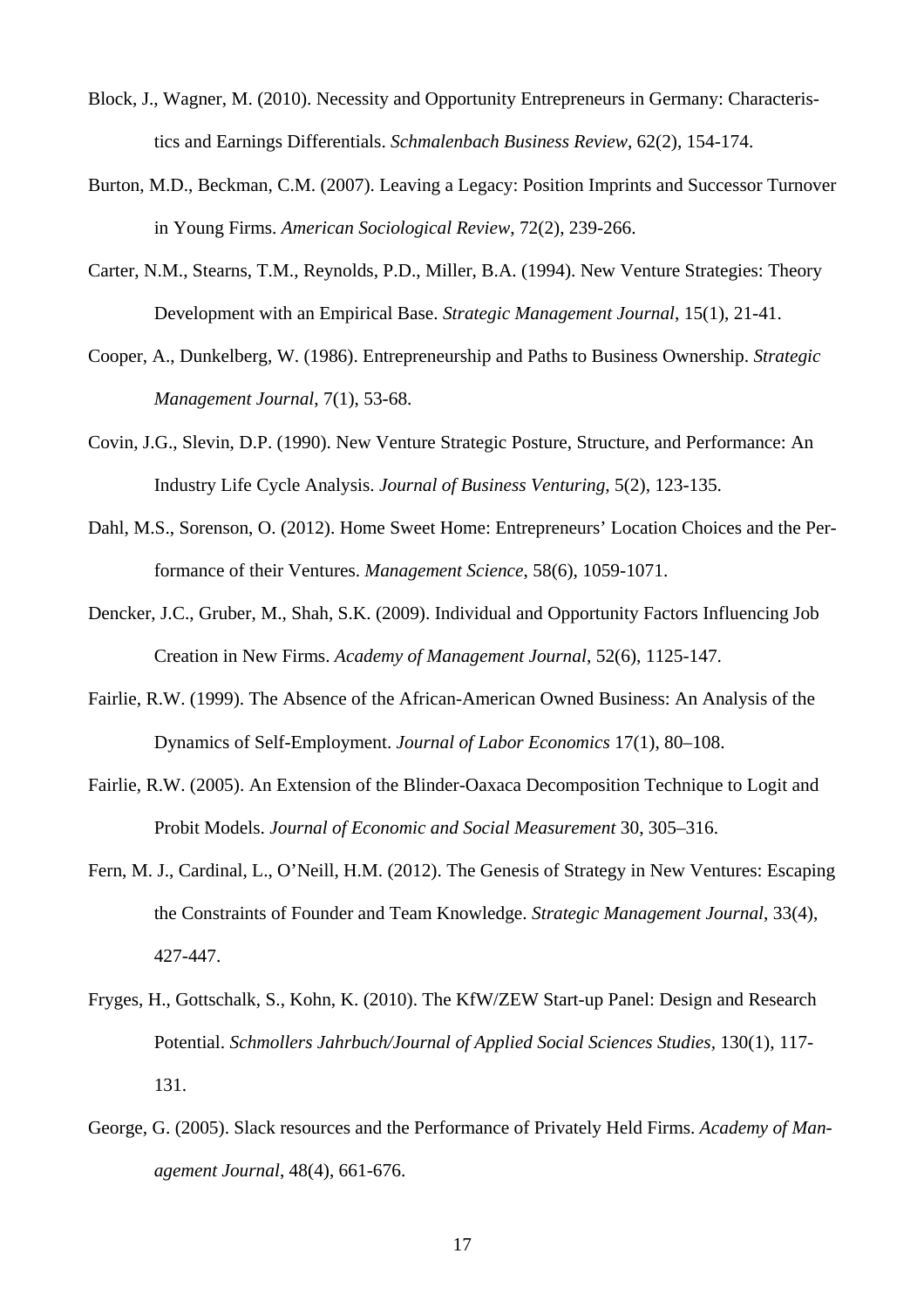Block, J., Wagner, M. (2010). Necessity and Opportunity Entrepreneurs in Germany: Characteristics and Earnings Differentials. *Schmalenbach Business Review*, 62(2), 154-174.

Burton, M.D., Beckman, C.M. (2007). Leaving a Legacy: Position Imprints and Successor Turnover in Young Firms. *American Sociological Review*, 72(2), 239-266.

Carter, N.M., Stearns, T.M., Reynolds, P.D., Miller, B.A. (1994). New Venture Strategies: Theory Development with an Empirical Base. *Strategic Management Journal*, 15(1), 21-41.

Cooper, A., Dunkelberg, W. (1986). Entrepreneurship and Paths to Business Ownership. *Strategic Management Journal*, 7(1), 53-68.

Covin, J.G., Slevin, D.P. (1990). New Venture Strategic Posture, Structure, and Performance: An Industry Life Cycle Analysis. *Journal of Business Venturing*, 5(2), 123-135.

Dahl, M.S., Sorenson, O. (2012). Home Sweet Home: Entrepreneurs' Location Choices and the Performance of their Ventures. *Management Science*, 58(6), 1059-1071.

Dencker, J.C., Gruber, M., Shah, S.K. (2009). Individual and Opportunity Factors Influencing Job Creation in New Firms. *Academy of Management Journal*, 52(6), 1125-147.

Fairlie, R.W. (1999). The Absence of the African-American Owned Business: An Analysis of the Dynamics of Self-Employment. *Journal of Labor Economics* 17(1), 80–108.

Fairlie, R.W. (2005). An Extension of the Blinder-Oaxaca Decomposition Technique to Logit and Probit Models. *Journal of Economic and Social Measurement* 30, 305–316.

Fern, M. J., Cardinal, L., O'Neill, H.M. (2012). The Genesis of Strategy in New Ventures: Escaping the Constraints of Founder and Team Knowledge. *Strategic Management Journal*, 33(4), 427-447.

Fryges, H., Gottschalk, S., Kohn, K. (2010). The KfW/ZEW Start-up Panel: Design and Research Potential. *Schmollers Jahrbuch/Journal of Applied Social Sciences Studies*, 130(1), 117-131.

George, G. (2005). Slack resources and the Performance of Privately Held Firms. *Academy of Management Journal*, 48(4), 661-676.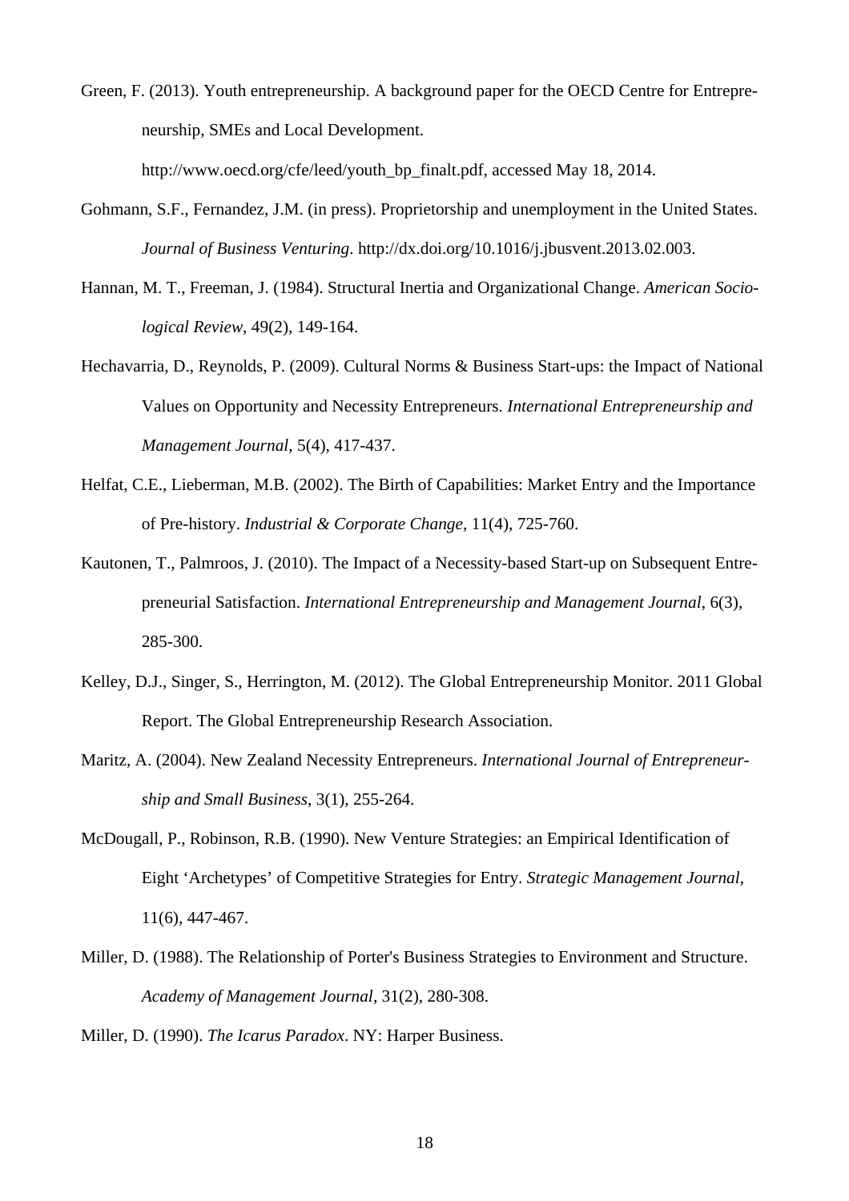Green, F. (2013). Youth entrepreneurship. A background paper for the OECD Centre for Entrepreneurship, SMEs and Local Development. http://www.oecd.org/cfe/leed/youth_bp_finalt.pdf, accessed May 18, 2014.

Gohmann, S.F., Fernandez, J.M. (in press). Proprietorship and unemployment in the United States. *Journal of Business Venturing*. http://dx.doi.org/10.1016/j.jbusvent.2013.02.003.

Hannan, M. T., Freeman, J. (1984). Structural Inertia and Organizational Change. *American Sociological Review*, 49(2), 149-164.

Hechavarria, D., Reynolds, P. (2009). Cultural Norms & Business Start-ups: the Impact of National Values on Opportunity and Necessity Entrepreneurs. *International Entrepreneurship and Management Journal*, 5(4), 417-437.

Helfat, C.E., Lieberman, M.B. (2002). The Birth of Capabilities: Market Entry and the Importance of Pre-history. *Industrial & Corporate Change*, 11(4), 725-760.

Kautonen, T., Palmroos, J. (2010). The Impact of a Necessity-based Start-up on Subsequent Entrepreneurial Satisfaction. *International Entrepreneurship and Management Journal*, 6(3), 285-300.

Kelley, D.J., Singer, S., Herrington, M. (2012). The Global Entrepreneurship Monitor. 2011 Global Report. The Global Entrepreneurship Research Association.

Maritz, A. (2004). New Zealand Necessity Entrepreneurs. *International Journal of Entrepreneurship and Small Business*, 3(1), 255-264.

McDougall, P., Robinson, R.B. (1990). New Venture Strategies: an Empirical Identification of Eight 'Archetypes' of Competitive Strategies for Entry. *Strategic Management Journal*, 11(6), 447-467.

Miller, D. (1988). The Relationship of Porter's Business Strategies to Environment and Structure. *Academy of Management Journal*, 31(2), 280-308.

Miller, D. (1990). *The Icarus Paradox*. NY: Harper Business.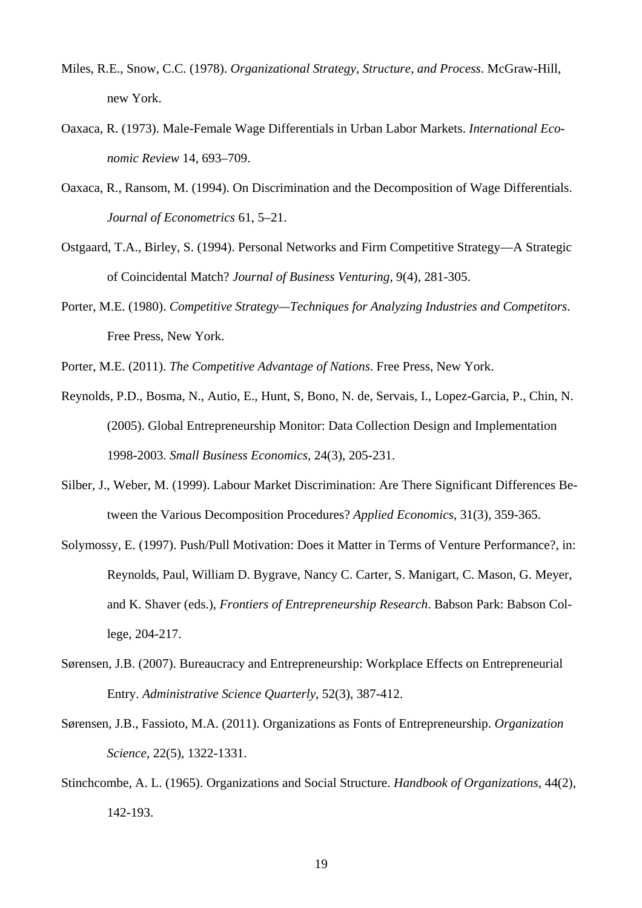Miles, R.E., Snow, C.C. (1978). *Organizational Strategy, Structure, and Process*. McGraw-Hill, new York.

Oaxaca, R. (1973). Male-Female Wage Differentials in Urban Labor Markets. *International Economic Review* 14, 693–709.

Oaxaca, R., Ransom, M. (1994). On Discrimination and the Decomposition of Wage Differentials. *Journal of Econometrics* 61, 5–21.

Ostgaard, T.A., Birley, S. (1994). Personal Networks and Firm Competitive Strategy—A Strategic of Coincidental Match? *Journal of Business Venturing*, 9(4), 281-305.

Porter, M.E. (1980). *Competitive Strategy—Techniques for Analyzing Industries and Competitors*. Free Press, New York.

Porter, M.E. (2011). *The Competitive Advantage of Nations*. Free Press, New York.

Reynolds, P.D., Bosma, N., Autio, E., Hunt, S, Bono, N. de, Servais, I., Lopez-Garcia, P., Chin, N. (2005). Global Entrepreneurship Monitor: Data Collection Design and Implementation 1998-2003. *Small Business Economics*, 24(3), 205-231.

Silber, J., Weber, M. (1999). Labour Market Discrimination: Are There Significant Differences Between the Various Decomposition Procedures? *Applied Economics*, 31(3), 359-365.

Solymossy, E. (1997). Push/Pull Motivation: Does it Matter in Terms of Venture Performance?, in: Reynolds, Paul, William D. Bygrave, Nancy C. Carter, S. Manigart, C. Mason, G. Meyer, and K. Shaver (eds.), *Frontiers of Entrepreneurship Research*. Babson Park: Babson College, 204-217.

Sørensen, J.B. (2007). Bureaucracy and Entrepreneurship: Workplace Effects on Entrepreneurial Entry. *Administrative Science Quarterly*, 52(3), 387-412.

Sørensen, J.B., Fassioto, M.A. (2011). Organizations as Fonts of Entrepreneurship. *Organization Science*, 22(5), 1322-1331.

Stinchcombe, A. L. (1965). Organizations and Social Structure. *Handbook of Organizations*, 44(2), 142-193.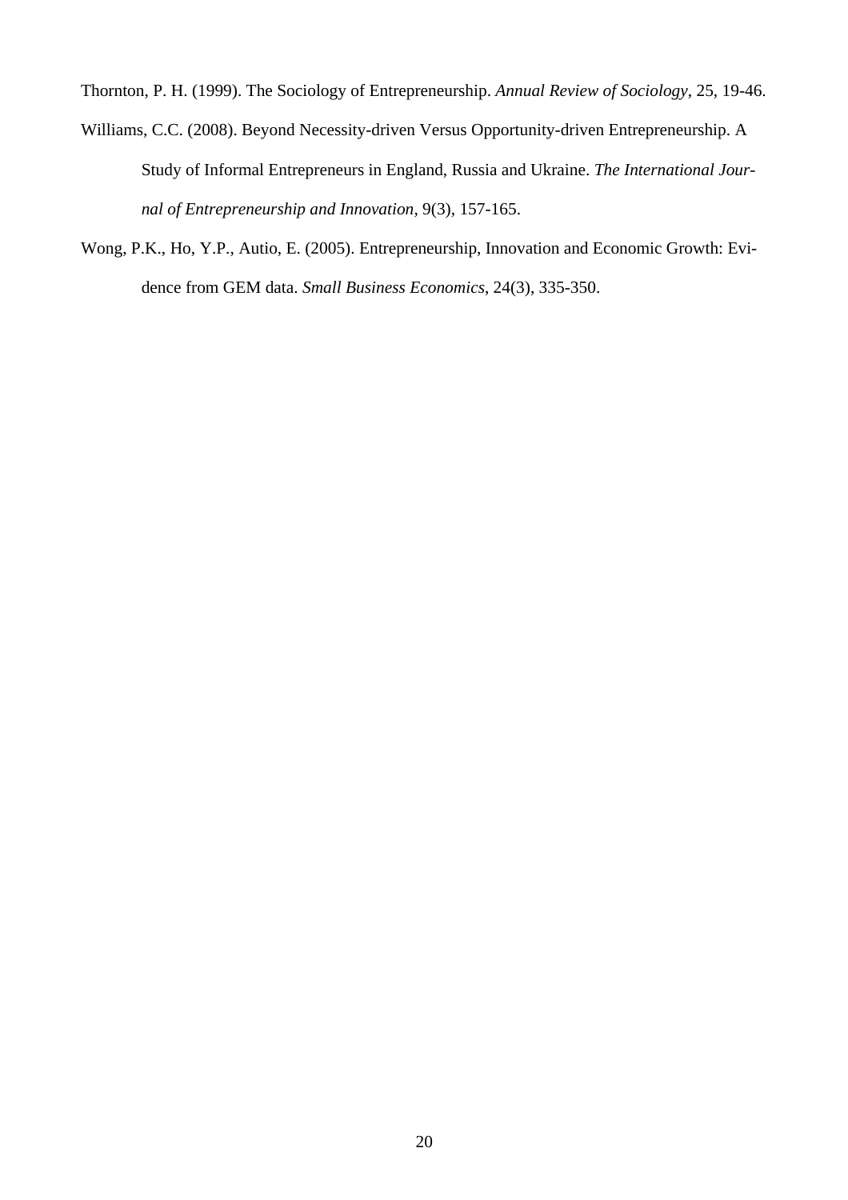Thornton, P. H. (1999). The Sociology of Entrepreneurship. *Annual Review of Sociology*, 25, 19-46.

Williams, C.C. (2008). Beyond Necessity-driven Versus Opportunity-driven Entrepreneurship. A Study of Informal Entrepreneurs in England, Russia and Ukraine. *The International Journal of Entrepreneurship and Innovation*, 9(3), 157-165.

Wong, P.K., Ho, Y.P., Autio, E. (2005). Entrepreneurship, Innovation and Economic Growth: Evidence from GEM data. *Small Business Economics*, 24(3), 335-350.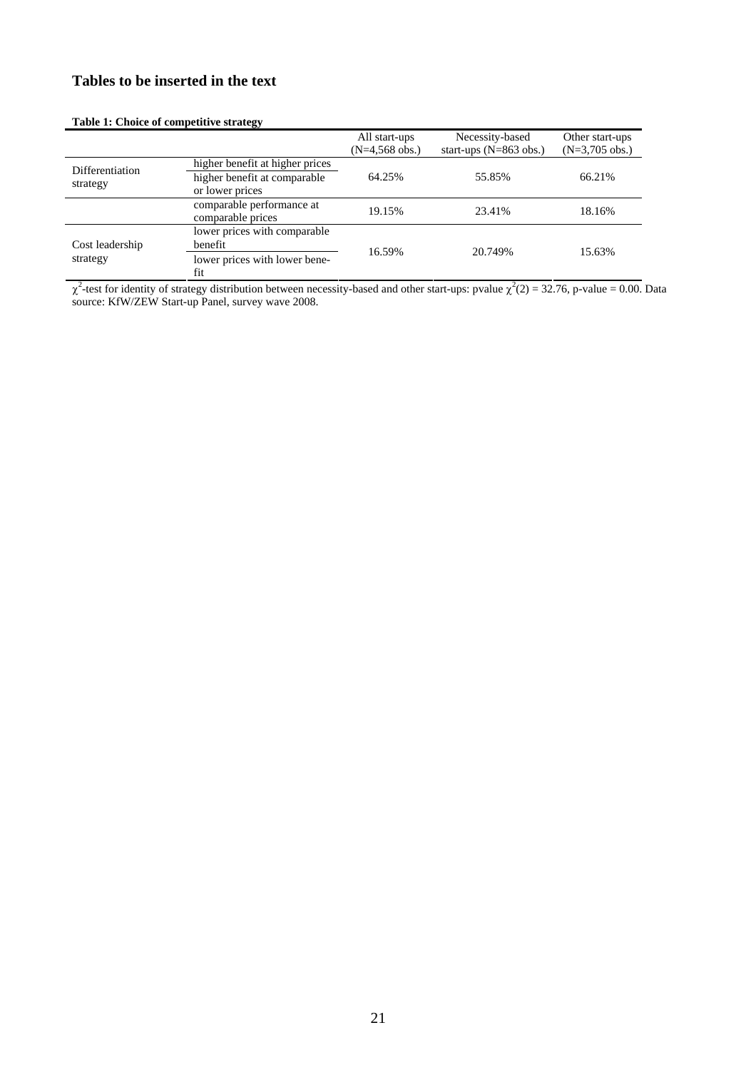## Tables to be inserted in the text

**Table 1: Choice of competitive strategy**

| | | All start-ups (N=4,568 obs.) | Necessity-based start-ups (N=863 obs.) | Other start-ups (N=3,705 obs.) |
|---|---|---|---|---|
| Differentiation strategy | higher benefit at higher prices<br>higher benefit at comparable or lower prices | 64.25% | 55.85% | 66.21% |
| | comparable performance at comparable prices | 19.15% | 23.41% | 18.16% |
| Cost leadership strategy | lower prices with comparable benefit<br>lower prices with lower benefit | 16.59% | 20.749% | 15.63% |

$\chi^2$-test for identity of strategy distribution between necessity-based and other start-ups: pvalue $\chi^2(2) = 32.76$, p-value = 0.00. Data source: KfW/ZEW Start-up Panel, survey wave 2008.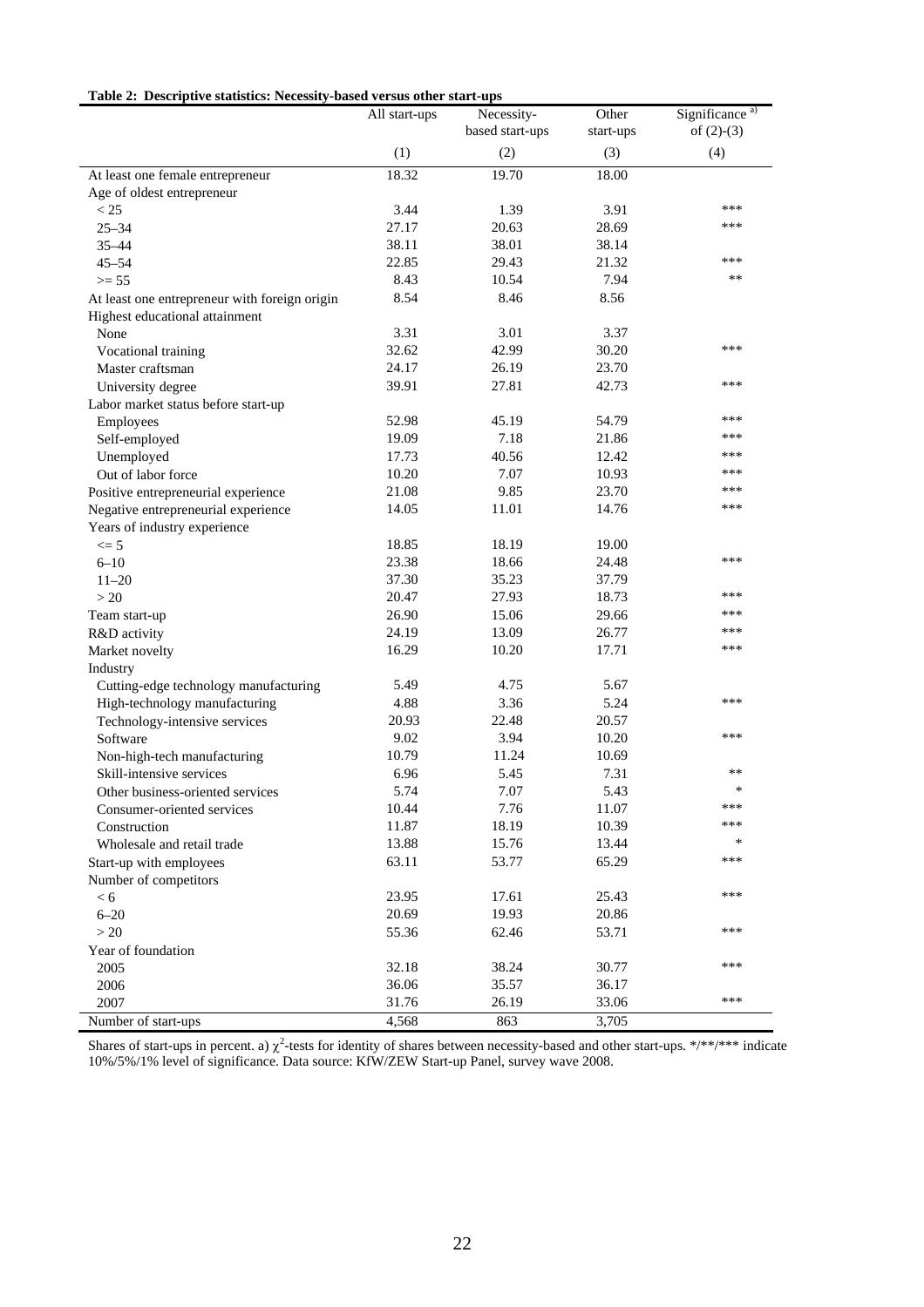**Table 2: Descriptive statistics: Necessity-based versus other start-ups**

| | All start-ups | Necessity-based start-ups | Other start-ups | Significance [a] of (2)-(3) |
|---|---|---|---|---|
| | (1) | (2) | (3) | (4) |
| At least one female entrepreneur | 18.32 | 19.70 | 18.00 | |
| Age of oldest entrepreneur | | | | |
| < 25 | 3.44 | 1.39 | 3.91 | *** |
| 25–34 | 27.17 | 20.63 | 28.69 | *** |
| 35–44 | 38.11 | 38.01 | 38.14 | |
| 45–54 | 22.85 | 29.43 | 21.32 | *** |
| >= 55 | 8.43 | 10.54 | 7.94 | ** |
| At least one entrepreneur with foreign origin | 8.54 | 8.46 | 8.56 | |
| Highest educational attainment | | | | |
| None | 3.31 | 3.01 | 3.37 | |
| Vocational training | 32.62 | 42.99 | 30.20 | *** |
| Master craftsman | 24.17 | 26.19 | 23.70 | |
| University degree | 39.91 | 27.81 | 42.73 | *** |
| Labor market status before start-up | | | | |
| Employees | 52.98 | 45.19 | 54.79 | *** |
| Self-employed | 19.09 | 7.18 | 21.86 | *** |
| Unemployed | 17.73 | 40.56 | 12.42 | *** |
| Out of labor force | 10.20 | 7.07 | 10.93 | *** |
| Positive entrepreneurial experience | 21.08 | 9.85 | 23.70 | *** |
| Negative entrepreneurial experience | 14.05 | 11.01 | 14.76 | *** |
| Years of industry experience | | | | |
| <= 5 | 18.85 | 18.19 | 19.00 | |
| 6–10 | 23.38 | 18.66 | 24.48 | *** |
| 11–20 | 37.30 | 35.23 | 37.79 | |
| > 20 | 20.47 | 27.93 | 18.73 | *** |
| Team start-up | 26.90 | 15.06 | 29.66 | *** |
| R&D activity | 24.19 | 13.09 | 26.77 | *** |
| Market novelty | 16.29 | 10.20 | 17.71 | *** |
| Industry | | | | |
| Cutting-edge technology manufacturing | 5.49 | 4.75 | 5.67 | |
| High-technology manufacturing | 4.88 | 3.36 | 5.24 | *** |
| Technology-intensive services | 20.93 | 22.48 | 20.57 | |
| Software | 9.02 | 3.94 | 10.20 | *** |
| Non-high-tech manufacturing | 10.79 | 11.24 | 10.69 | |
| Skill-intensive services | 6.96 | 5.45 | 7.31 | ** |
| Other business-oriented services | 5.74 | 7.07 | 5.43 | * |
| Consumer-oriented services | 10.44 | 7.76 | 11.07 | *** |
| Construction | 11.87 | 18.19 | 10.39 | *** |
| Wholesale and retail trade | 13.88 | 15.76 | 13.44 | * |
| Start-up with employees | 63.11 | 53.77 | 65.29 | *** |
| Number of competitors | | | | |
| < 6 | 23.95 | 17.61 | 25.43 | *** |
| 6–20 | 20.69 | 19.93 | 20.86 | |
| > 20 | 55.36 | 62.46 | 53.71 | *** |
| Year of foundation | | | | |
| 2005 | 32.18 | 38.24 | 30.77 | *** |
| 2006 | 36.06 | 35.57 | 36.17 | |
| 2007 | 31.76 | 26.19 | 33.06 | *** |
| Number of start-ups | 4,568 | 863 | 3,705 | |

Shares of start-ups in percent. a) $\chi^2$-tests for identity of shares between necessity-based and other start-ups. */**/*** indicate 10%/5%/1% level of significance. Data source: KfW/ZEW Start-up Panel, survey wave 2008.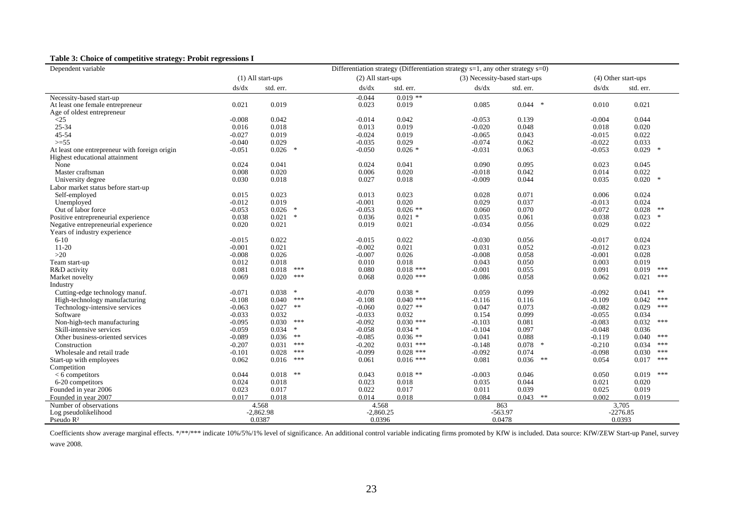**Table 3: Choice of competitive strategy: Probit regressions I**

| Dependent variable | Differentiation strategy (Differentiation strategy s=1, any other strategy s=0) | | | | | | | |
|---|---|---|---|---|---|---|---|---|
| | (1) All start-ups | | (2) All start-ups | | (3) Necessity-based start-ups | | (4) Other start-ups | |
| | ds/dx | std. err. | ds/dx | std. err. | ds/dx | std. err. | ds/dx | std. err. |
| Necessity-based start-up | | | -0.044 | 0.019 ** | | | | |
| At least one female entrepreneur | 0.021 | 0.019 | 0.023 | 0.019 | 0.085 | 0.044 * | 0.010 | 0.021 |
| Age of oldest entrepreneur | | | | | | | | |
| <25 | -0.008 | 0.042 | -0.014 | 0.042 | -0.053 | 0.139 | -0.004 | 0.044 |
| 25-34 | 0.016 | 0.018 | 0.013 | 0.019 | -0.020 | 0.048 | 0.018 | 0.020 |
| 45-54 | -0.027 | 0.019 | -0.024 | 0.019 | -0.065 | 0.043 | -0.015 | 0.022 |
| >=55 | -0.040 | 0.029 | -0.035 | 0.029 | -0.074 | 0.062 | -0.022 | 0.033 |
| At least one entrepreneur with foreign origin | -0.051 | 0.026 * | -0.050 | 0.026 * | -0.031 | 0.063 | -0.053 | 0.029 * |
| Highest educational attainment | | | | | | | | |
| None | 0.024 | 0.041 | 0.024 | 0.041 | 0.090 | 0.095 | 0.023 | 0.045 |
| Master craftsman | 0.008 | 0.020 | 0.006 | 0.020 | -0.018 | 0.042 | 0.014 | 0.022 |
| University degree | 0.030 | 0.018 | 0.027 | 0.018 | -0.009 | 0.044 | 0.035 | 0.020 * |
| Labor market status before start-up | | | | | | | | |
| Self-employed | 0.015 | 0.023 | 0.013 | 0.023 | 0.028 | 0.071 | 0.006 | 0.024 |
| Unemployed | -0.012 | 0.019 | -0.001 | 0.020 | 0.029 | 0.037 | -0.013 | 0.024 |
| Out of labor force | -0.053 | 0.026 * | -0.053 | 0.026 ** | 0.060 | 0.070 | -0.072 | 0.028 ** |
| Positive entrepreneurial experience | 0.038 | 0.021 * | 0.036 | 0.021 * | 0.035 | 0.061 | 0.038 | 0.023 * |
| Negative entrepreneurial experience | 0.020 | 0.021 | 0.019 | 0.021 | -0.034 | 0.056 | 0.029 | 0.022 |
| Years of industry experience | | | | | | | | |
| 6-10 | -0.015 | 0.022 | -0.015 | 0.022 | -0.030 | 0.056 | -0.017 | 0.024 |
| 11-20 | -0.001 | 0.021 | -0.002 | 0.021 | 0.031 | 0.052 | -0.012 | 0.023 |
| >20 | -0.008 | 0.026 | -0.007 | 0.026 | -0.008 | 0.058 | -0.001 | 0.028 |
| Team start-up | 0.012 | 0.018 | 0.010 | 0.018 | 0.043 | 0.050 | 0.003 | 0.019 |
| R&D activity | 0.081 | 0.018 *** | 0.080 | 0.018 *** | -0.001 | 0.055 | 0.091 | 0.019 *** |
| Market novelty | 0.069 | 0.020 *** | 0.068 | 0.020 *** | 0.086 | 0.058 | 0.062 | 0.021 *** |
| Industry | | | | | | | | |
| Cutting-edge technology manuf. | -0.071 | 0.038 * | -0.070 | 0.038 * | 0.059 | 0.099 | -0.092 | 0.041 ** |
| High-technology manufacturing | -0.108 | 0.040 *** | -0.108 | 0.040 *** | -0.116 | 0.116 | -0.109 | 0.042 *** |
| Technology-intensive services | -0.063 | 0.027 ** | -0.060 | 0.027 ** | 0.047 | 0.073 | -0.082 | 0.029 *** |
| Software | -0.033 | 0.032 | -0.033 | 0.032 | 0.154 | 0.099 | -0.055 | 0.034 |
| Non-high-tech manufacturing | -0.095 | 0.030 *** | -0.092 | 0.030 *** | -0.103 | 0.081 | -0.083 | 0.032 *** |
| Skill-intensive services | -0.059 | 0.034 * | -0.058 | 0.034 * | -0.104 | 0.097 | -0.048 | 0.036 |
| Other business-oriented services | -0.089 | 0.036 ** | -0.085 | 0.036 ** | 0.041 | 0.088 | -0.119 | 0.040 *** |
| Construction | -0.207 | 0.031 *** | -0.202 | 0.031 *** | -0.148 | 0.078 * | -0.210 | 0.034 *** |
| Wholesale and retail trade | -0.101 | 0.028 *** | -0.099 | 0.028 *** | -0.092 | 0.074 | -0.098 | 0.030 *** |
| Start-up with employees | 0.062 | 0.016 *** | 0.061 | 0.016 *** | 0.081 | 0.036 ** | 0.054 | 0.017 *** |
| Competition | | | | | | | | |
| < 6 competitors | 0.044 | 0.018 ** | 0.043 | 0.018 ** | -0.003 | 0.046 | 0.050 | 0.019 *** |
| 6-20 competitors | 0.024 | 0.018 | 0.023 | 0.018 | 0.035 | 0.044 | 0.021 | 0.020 |
| Founded in year 2006 | 0.023 | 0.017 | 0.022 | 0.017 | 0.011 | 0.039 | 0.025 | 0.019 |
| Founded in year 2007 | 0.017 | 0.018 | 0.014 | 0.018 | 0.084 | 0.043 ** | 0.002 | 0.019 |
| Number of observations | 4.568 | | 4.568 | | 863 | | 3,705 | |
| Log pseudolikelihood | -2,862.98 | | -2,860.25 | | -563.97 | | -2276.85 | |
| Pseudo $R^2$ | 0.0387 | | 0.0396 | | 0.0478 | | 0.0393 | |

Coefficients show average marginal effects. \*/\*\*/\*\*\* indicate 10%/5%/1% level of significance. An additional control variable indicating firms promoted by KfW is included. Data source: KfW/ZEW Start-up Panel, survey wave 2008.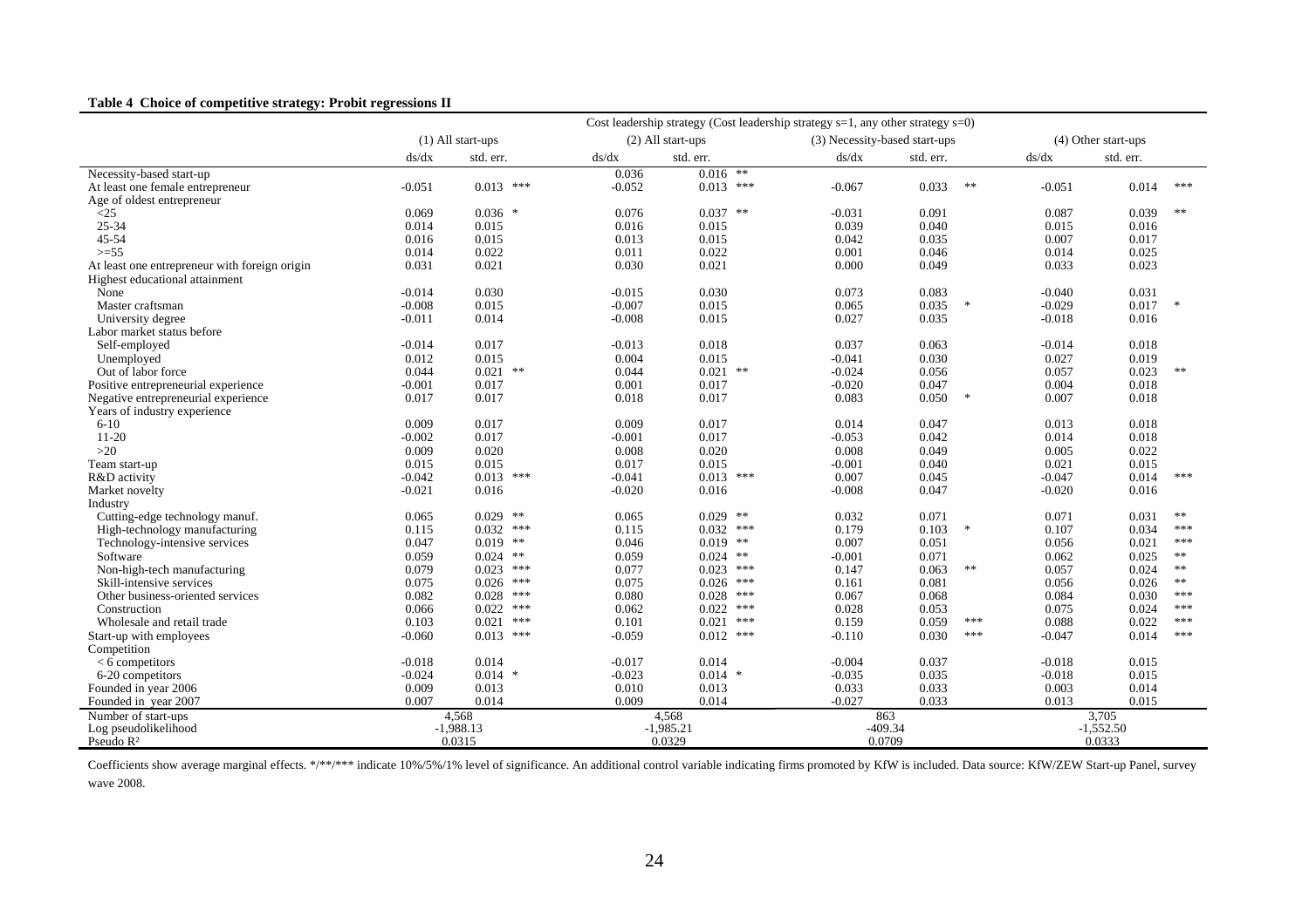**Table 4 Choice of competitive strategy: Probit regressions II**

| | Cost leadership strategy (Cost leadership strategy s=1, any other strategy s=0) | | | | | | | | | | | |
|---|---|---|---|---|---|---|---|---|---|---|---|---|
| | (1) All start-ups | | | (2) All start-ups | | | (3) Necessity-based start-ups | | | (4) Other start-ups | | |
| | ds/dx | std. err. | | ds/dx | std. err. | | ds/dx | std. err. | | ds/dx | std. err. | |
| Necessity-based start-up | | | | 0.036 | 0.016 | ** | | | | | | |
| At least one female entrepreneur | -0.051 | 0.013 | *** | -0.052 | 0.013 | *** | -0.067 | 0.033 | ** | -0.051 | 0.014 | *** |
| Age of oldest entrepreneur | | | | | | | | | | | | |
| <25 | 0.069 | 0.036 | * | 0.076 | 0.037 | ** | -0.031 | 0.091 | | 0.087 | 0.039 | ** |
| 25-34 | 0.014 | 0.015 | | 0.016 | 0.015 | | 0.039 | 0.040 | | 0.015 | 0.016 | |
| 45-54 | 0.016 | 0.015 | | 0.013 | 0.015 | | 0.042 | 0.035 | | 0.007 | 0.017 | |
| >=55 | 0.014 | 0.022 | | 0.011 | 0.022 | | 0.001 | 0.046 | | 0.014 | 0.025 | |
| At least one entrepreneur with foreign origin | 0.031 | 0.021 | | 0.030 | 0.021 | | 0.000 | 0.049 | | 0.033 | 0.023 | |
| Highest educational attainment | | | | | | | | | | | | |
| None | -0.014 | 0.030 | | -0.015 | 0.030 | | 0.073 | 0.083 | | -0.040 | 0.031 | |
| Master craftsman | -0.008 | 0.015 | | -0.007 | 0.015 | | 0.065 | 0.035 | * | -0.029 | 0.017 | * |
| University degree | -0.011 | 0.014 | | -0.008 | 0.015 | | 0.027 | 0.035 | | -0.018 | 0.016 | |
| Labor market status before | | | | | | | | | | | | |
| Self-employed | -0.014 | 0.017 | | -0.013 | 0.018 | | 0.037 | 0.063 | | -0.014 | 0.018 | |
| Unemployed | 0.012 | 0.015 | | 0.004 | 0.015 | | -0.041 | 0.030 | | 0.027 | 0.019 | |
| Out of labor force | 0.044 | 0.021 | ** | 0.044 | 0.021 | ** | -0.024 | 0.056 | | 0.057 | 0.023 | ** |
| Positive entrepreneurial experience | -0.001 | 0.017 | | 0.001 | 0.017 | | -0.020 | 0.047 | | 0.004 | 0.018 | |
| Negative entrepreneurial experience | 0.017 | 0.017 | | 0.018 | 0.017 | | 0.083 | 0.050 | * | 0.007 | 0.018 | |
| Years of industry experience | | | | | | | | | | | | |
| 6-10 | 0.009 | 0.017 | | 0.009 | 0.017 | | 0.014 | 0.047 | | 0.013 | 0.018 | |
| 11-20 | -0.002 | 0.017 | | -0.001 | 0.017 | | -0.053 | 0.042 | | 0.014 | 0.018 | |
| >20 | 0.009 | 0.020 | | 0.008 | 0.020 | | 0.008 | 0.049 | | 0.005 | 0.022 | |
| Team start-up | 0.015 | 0.015 | | 0.017 | 0.015 | | -0.001 | 0.040 | | 0.021 | 0.015 | |
| R&D activity | -0.042 | 0.013 | *** | -0.041 | 0.013 | *** | 0.007 | 0.045 | | -0.047 | 0.014 | *** |
| Market novelty | -0.021 | 0.016 | | -0.020 | 0.016 | | -0.008 | 0.047 | | -0.020 | 0.016 | |
| Industry | | | | | | | | | | | | |
| Cutting-edge technology manuf. | 0.065 | 0.029 | ** | 0.065 | 0.029 | ** | 0.032 | 0.071 | | 0.071 | 0.031 | ** |
| High-technology manufacturing | 0.115 | 0.032 | *** | 0.115 | 0.032 | *** | 0.179 | 0.103 | * | 0.107 | 0.034 | *** |
| Technology-intensive services | 0.047 | 0.019 | ** | 0.046 | 0.019 | ** | 0.007 | 0.051 | | 0.056 | 0.021 | *** |
| Software | 0.059 | 0.024 | ** | 0.059 | 0.024 | ** | -0.001 | 0.071 | | 0.062 | 0.025 | ** |
| Non-high-tech manufacturing | 0.079 | 0.023 | *** | 0.077 | 0.023 | *** | 0.147 | 0.063 | ** | 0.057 | 0.024 | ** |
| Skill-intensive services | 0.075 | 0.026 | *** | 0.075 | 0.026 | *** | 0.161 | 0.081 | | 0.056 | 0.026 | ** |
| Other business-oriented services | 0.082 | 0.028 | *** | 0.080 | 0.028 | *** | 0.067 | 0.068 | | 0.084 | 0.030 | *** |
| Construction | 0.066 | 0.022 | *** | 0.062 | 0.022 | *** | 0.028 | 0.053 | | 0.075 | 0.024 | *** |
| Wholesale and retail trade | 0.103 | 0.021 | *** | 0.101 | 0.021 | *** | 0.159 | 0.059 | *** | 0.088 | 0.022 | *** |
| Start-up with employees | -0.060 | 0.013 | *** | -0.059 | 0.012 | *** | -0.110 | 0.030 | *** | -0.047 | 0.014 | *** |
| Competition | | | | | | | | | | | | |
| < 6 competitors | -0.018 | 0.014 | | -0.017 | 0.014 | | -0.004 | 0.037 | | -0.018 | 0.015 | |
| 6-20 competitors | -0.024 | 0.014 | * | -0.023 | 0.014 | * | -0.035 | 0.035 | | -0.018 | 0.015 | |
| Founded in year 2006 | 0.009 | 0.013 | | 0.010 | 0.013 | | 0.033 | 0.033 | | 0.003 | 0.014 | |
| Founded in year 2007 | 0.007 | 0.014 | | 0.009 | 0.014 | | -0.027 | 0.033 | | 0.013 | 0.015 | |
| Number of start-ups | 4,568 | | | 4,568 | | | 863 | | | 3,705 | | |
| Log pseudolikelihood | -1,988.13 | | | -1,985.21 | | | -409.34 | | | -1,552.50 | | |
| Pseudo $R^2$ | 0.0315 | | | 0.0329 | | | 0.0709 | | | 0.0333 | | |

Coefficients show average marginal effects. */**/*** indicate 10%/5%/1% level of significance. An additional control variable indicating firms promoted by KfW is included. Data source: KfW/ZEW Start-up Panel, survey wave 2008.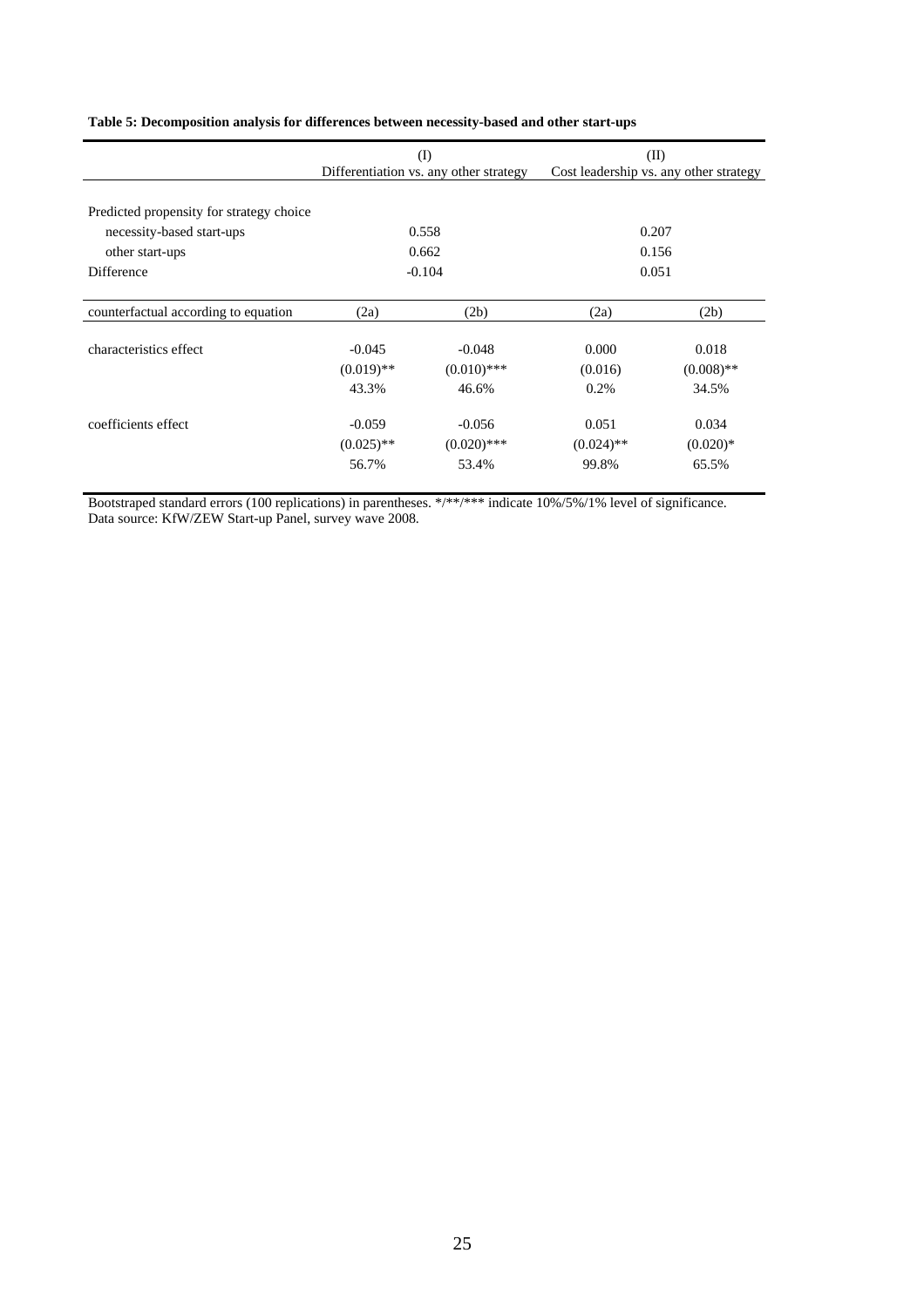**Table 5: Decomposition analysis for differences between necessity-based and other start-ups**

| | (I) Differentiation vs. any other strategy | | (II) Cost leadership vs. any other strategy | |
|---|---|---|---|---|
| Predicted propensity for strategy choice | | | | |
| necessity-based start-ups | 0.558 | | 0.207 | |
| other start-ups | 0.662 | | 0.156 | |
| Difference | -0.104 | | 0.051 | |
| counterfactual according to equation | (2a) | (2b) | (2a) | (2b) |
| characteristics effect | -0.045 | -0.048 | 0.000 | 0.018 |
| | (0.019)** | (0.010)*** | (0.016) | (0.008)** |
| | 43.3% | 46.6% | 0.2% | 34.5% |
| coefficients effect | -0.059 | -0.056 | 0.051 | 0.034 |
| | (0.025)** | (0.020)*** | (0.024)** | (0.020)* |
| | 56.7% | 53.4% | 99.8% | 65.5% |

Bootstraped standard errors (100 replications) in parentheses. */**/*** indicate 10%/5%/1% level of significance.
Data source: KfW/ZEW Start-up Panel, survey wave 2008.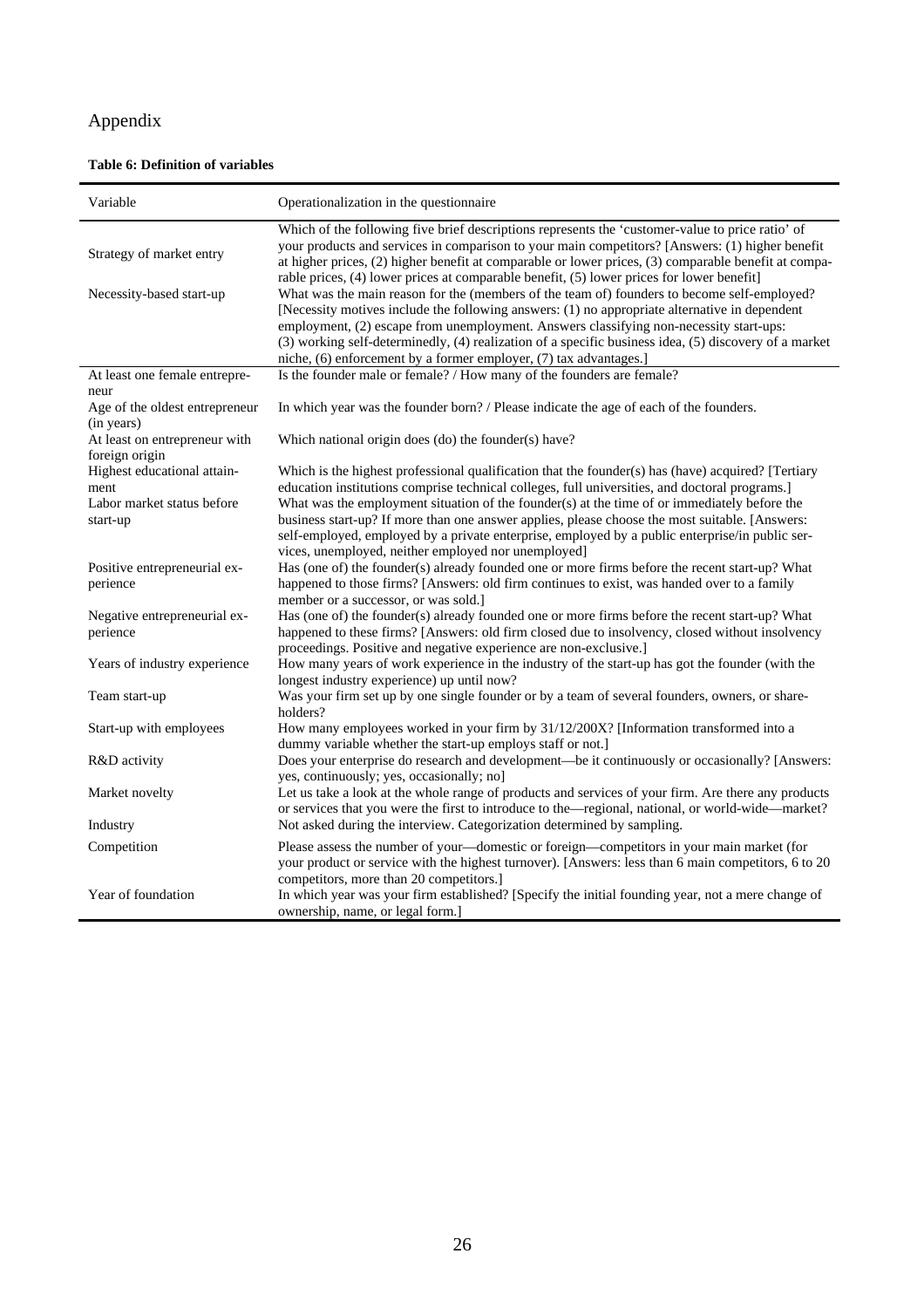# Appendix

**Table 6: Definition of variables**

| Variable | Operationalization in the questionnaire |
| --- | --- |
| Strategy of market entry | Which of the following five brief descriptions represents the 'customer-value to price ratio' of your products and services in comparison to your main competitors? [Answers: (1) higher benefit at higher prices, (2) higher benefit at comparable or lower prices, (3) comparable benefit at comparable prices, (4) lower prices at comparable benefit, (5) lower prices for lower benefit] |
| Necessity-based start-up | What was the main reason for the (members of the team of) founders to become self-employed? [Necessity motives include the following answers: (1) no appropriate alternative in dependent employment, (2) escape from unemployment. Answers classifying non-necessity start-ups: (3) working self-determinedly, (4) realization of a specific business idea, (5) discovery of a market niche, (6) enforcement by a former employer, (7) tax advantages.] |
| At least one female entrepreneur | Is the founder male or female? / How many of the founders are female? |
| Age of the oldest entrepreneur (in years) | In which year was the founder born? / Please indicate the age of each of the founders. |
| At least on entrepreneur with foreign origin | Which national origin does (do) the founder(s) have? |
| Highest educational attainment | Which is the highest professional qualification that the founder(s) has (have) acquired? [Tertiary education institutions comprise technical colleges, full universities, and doctoral programs.] |
| Labor market status before start-up | What was the employment situation of the founder(s) at the time of or immediately before the business start-up? If more than one answer applies, please choose the most suitable. [Answers: self-employed, employed by a private enterprise, employed by a public enterprise/in public services, unemployed, neither employed nor unemployed] |
| Positive entrepreneurial experience | Has (one of) the founder(s) already founded one or more firms before the recent start-up? What happened to those firms? [Answers: old firm continues to exist, was handed over to a family member or a successor, or was sold.] |
| Negative entrepreneurial experience | Has (one of) the founder(s) already founded one or more firms before the recent start-up? What happened to these firms? [Answers: old firm closed due to insolvency, closed without insolvency proceedings. Positive and negative experience are non-exclusive.] |
| Years of industry experience | How many years of work experience in the industry of the start-up has got the founder (with the longest industry experience) up until now? |
| Team start-up | Was your firm set up by one single founder or by a team of several founders, owners, or shareholders? |
| Start-up with employees | How many employees worked in your firm by 31/12/200X? [Information transformed into a dummy variable whether the start-up employs staff or not.] |
| R&D activity | Does your enterprise do research and development—be it continuously or occasionally? [Answers: yes, continuously; yes, occasionally; no] |
| Market novelty | Let us take a look at the whole range of products and services of your firm. Are there any products or services that you were the first to introduce to the—regional, national, or world-wide—market? |
| Industry | Not asked during the interview. Categorization determined by sampling. |
| Competition | Please assess the number of your—domestic or foreign—competitors in your main market (for your product or service with the highest turnover). [Answers: less than 6 main competitors, 6 to 20 competitors, more than 20 competitors.] |
| Year of foundation | In which year was your firm established? [Specify the initial founding year, not a mere change of ownership, name, or legal form.] |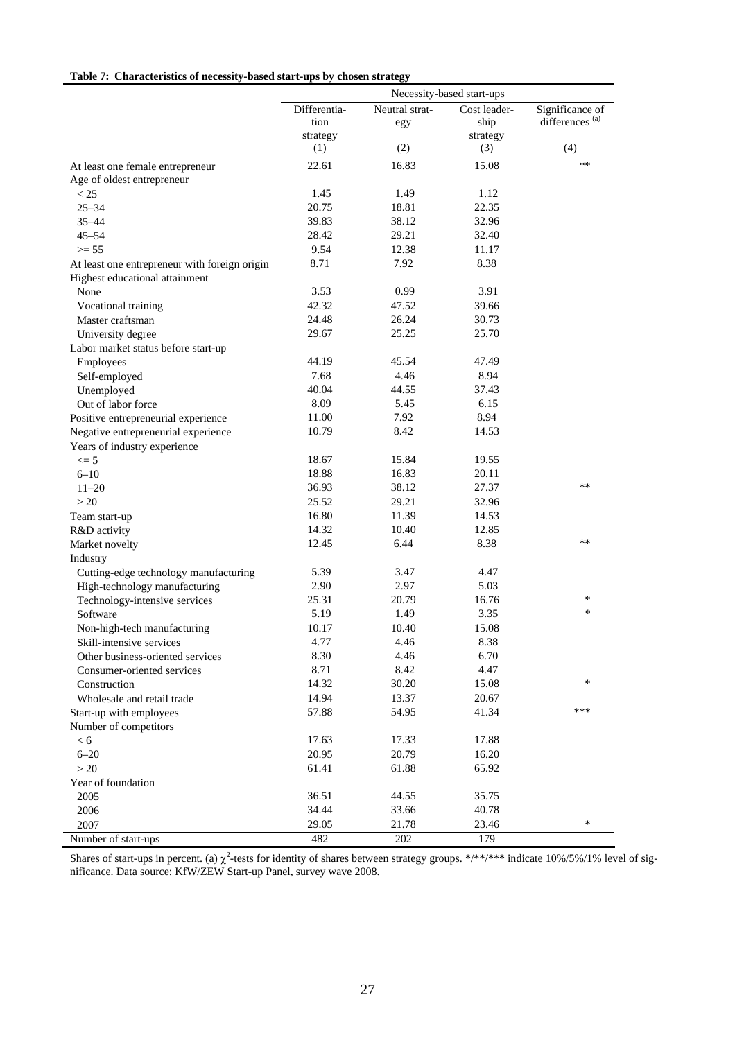**Table 7: Characteristics of necessity-based start-ups by chosen strategy**

| | Necessity-based start-ups | | | |
|---|---|---|---|---|
| | Differentiation strategy | Neutral strategy | Cost leadership strategy | Significance of differences [(a)] |
| | (1) | (2) | (3) | (4) |
| At least one female entrepreneur | 22.61 | 16.83 | 15.08 | ** |
| Age of oldest entrepreneur | | | | |
| < 25 | 1.45 | 1.49 | 1.12 | |
| 25–34 | 20.75 | 18.81 | 22.35 | |
| 35–44 | 39.83 | 38.12 | 32.96 | |
| 45–54 | 28.42 | 29.21 | 32.40 | |
| >= 55 | 9.54 | 12.38 | 11.17 | |
| At least one entrepreneur with foreign origin | 8.71 | 7.92 | 8.38 | |
| Highest educational attainment | | | | |
| None | 3.53 | 0.99 | 3.91 | |
| Vocational training | 42.32 | 47.52 | 39.66 | |
| Master craftsman | 24.48 | 26.24 | 30.73 | |
| University degree | 29.67 | 25.25 | 25.70 | |
| Labor market status before start-up | | | | |
| Employees | 44.19 | 45.54 | 47.49 | |
| Self-employed | 7.68 | 4.46 | 8.94 | |
| Unemployed | 40.04 | 44.55 | 37.43 | |
| Out of labor force | 8.09 | 5.45 | 6.15 | |
| Positive entrepreneurial experience | 11.00 | 7.92 | 8.94 | |
| Negative entrepreneurial experience | 10.79 | 8.42 | 14.53 | |
| Years of industry experience | | | | |
| <= 5 | 18.67 | 15.84 | 19.55 | |
| 6–10 | 18.88 | 16.83 | 20.11 | |
| 11–20 | 36.93 | 38.12 | 27.37 | ** |
| > 20 | 25.52 | 29.21 | 32.96 | |
| Team start-up | 16.80 | 11.39 | 14.53 | |
| R&D activity | 14.32 | 10.40 | 12.85 | |
| Market novelty | 12.45 | 6.44 | 8.38 | ** |
| Industry | | | | |
| Cutting-edge technology manufacturing | 5.39 | 3.47 | 4.47 | |
| High-technology manufacturing | 2.90 | 2.97 | 5.03 | |
| Technology-intensive services | 25.31 | 20.79 | 16.76 | * |
| Software | 5.19 | 1.49 | 3.35 | * |
| Non-high-tech manufacturing | 10.17 | 10.40 | 15.08 | |
| Skill-intensive services | 4.77 | 4.46 | 8.38 | |
| Other business-oriented services | 8.30 | 4.46 | 6.70 | |
| Consumer-oriented services | 8.71 | 8.42 | 4.47 | |
| Construction | 14.32 | 30.20 | 15.08 | * |
| Wholesale and retail trade | 14.94 | 13.37 | 20.67 | |
| Start-up with employees | 57.88 | 54.95 | 41.34 | *** |
| Number of competitors | | | | |
| < 6 | 17.63 | 17.33 | 17.88 | |
| 6–20 | 20.95 | 20.79 | 16.20 | |
| > 20 | 61.41 | 61.88 | 65.92 | |
| Year of foundation | | | | |
| 2005 | 36.51 | 44.55 | 35.75 | |
| 2006 | 34.44 | 33.66 | 40.78 | |
| 2007 | 29.05 | 21.78 | 23.46 | * |
| Number of start-ups | 482 | 202 | 179 | |

Shares of start-ups in percent. (a) $\chi^2$-tests for identity of shares between strategy groups. \*/\*\*/\*\*\* indicate 10%/5%/1% level of significance. Data source: KfW/ZEW Start-up Panel, survey wave 2008.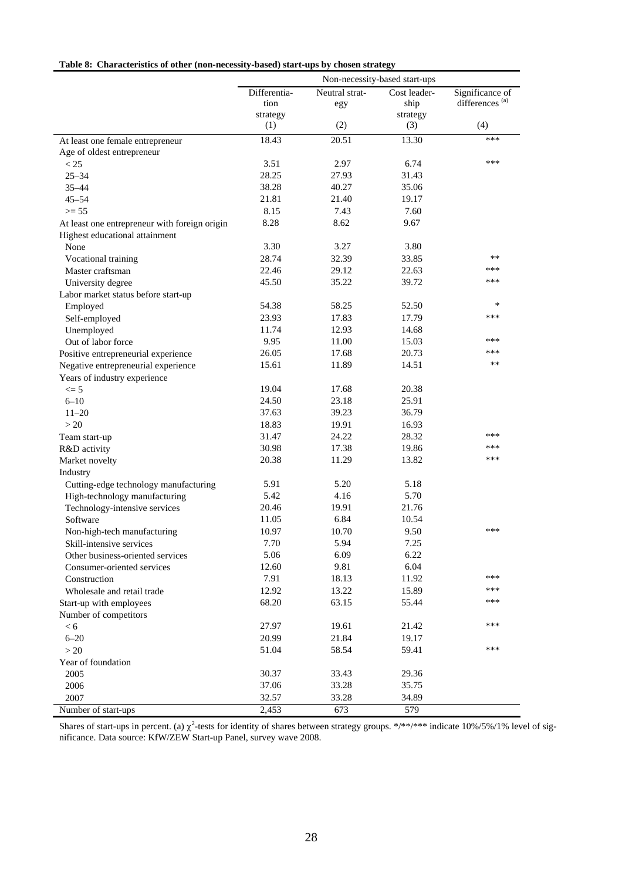**Table 8: Characteristics of other (non-necessity-based) start-ups by chosen strategy**

| | Non-necessity-based start-ups | | | |
|---|---|---|---|---|
| | Differentiation strategy | Neutral strategy | Cost leadership strategy | Significance of differences [(a)] |
| | (1) | (2) | (3) | (4) |
| At least one female entrepreneur | 18.43 | 20.51 | 13.30 | *** |
| Age of oldest entrepreneur | | | | |
| < 25 | 3.51 | 2.97 | 6.74 | *** |
| 25–34 | 28.25 | 27.93 | 31.43 | |
| 35–44 | 38.28 | 40.27 | 35.06 | |
| 45–54 | 21.81 | 21.40 | 19.17 | |
| >= 55 | 8.15 | 7.43 | 7.60 | |
| At least one entrepreneur with foreign origin | 8.28 | 8.62 | 9.67 | |
| Highest educational attainment | | | | |
| None | 3.30 | 3.27 | 3.80 | |
| Vocational training | 28.74 | 32.39 | 33.85 | ** |
| Master craftsman | 22.46 | 29.12 | 22.63 | *** |
| University degree | 45.50 | 35.22 | 39.72 | *** |
| Labor market status before start-up | | | | |
| Employed | 54.38 | 58.25 | 52.50 | * |
| Self-employed | 23.93 | 17.83 | 17.79 | *** |
| Unemployed | 11.74 | 12.93 | 14.68 | |
| Out of labor force | 9.95 | 11.00 | 15.03 | *** |
| Positive entrepreneurial experience | 26.05 | 17.68 | 20.73 | *** |
| Negative entrepreneurial experience | 15.61 | 11.89 | 14.51 | ** |
| Years of industry experience | | | | |
| <= 5 | 19.04 | 17.68 | 20.38 | |
| 6–10 | 24.50 | 23.18 | 25.91 | |
| 11–20 | 37.63 | 39.23 | 36.79 | |
| > 20 | 18.83 | 19.91 | 16.93 | |
| Team start-up | 31.47 | 24.22 | 28.32 | *** |
| R&D activity | 30.98 | 17.38 | 19.86 | *** |
| Market novelty | 20.38 | 11.29 | 13.82 | *** |
| Industry | | | | |
| Cutting-edge technology manufacturing | 5.91 | 5.20 | 5.18 | |
| High-technology manufacturing | 5.42 | 4.16 | 5.70 | |
| Technology-intensive services | 20.46 | 19.91 | 21.76 | |
| Software | 11.05 | 6.84 | 10.54 | |
| Non-high-tech manufacturing | 10.97 | 10.70 | 9.50 | *** |
| Skill-intensive services | 7.70 | 5.94 | 7.25 | |
| Other business-oriented services | 5.06 | 6.09 | 6.22 | |
| Consumer-oriented services | 12.60 | 9.81 | 6.04 | |
| Construction | 7.91 | 18.13 | 11.92 | *** |
| Wholesale and retail trade | 12.92 | 13.22 | 15.89 | *** |
| Start-up with employees | 68.20 | 63.15 | 55.44 | *** |
| Number of competitors | | | | |
| < 6 | 27.97 | 19.61 | 21.42 | *** |
| 6–20 | 20.99 | 21.84 | 19.17 | |
| > 20 | 51.04 | 58.54 | 59.41 | *** |
| Year of foundation | | | | |
| 2005 | 30.37 | 33.43 | 29.36 | |
| 2006 | 37.06 | 33.28 | 35.75 | |
| 2007 | 32.57 | 33.28 | 34.89 | |
| Number of start-ups | 2,453 | 673 | 579 | |

Shares of start-ups in percent. (a) $\chi^2$-tests for identity of shares between strategy groups. */**/*** indicate 10%/5%/1% level of significance. Data source: KfW/ZEW Start-up Panel, survey wave 2008.